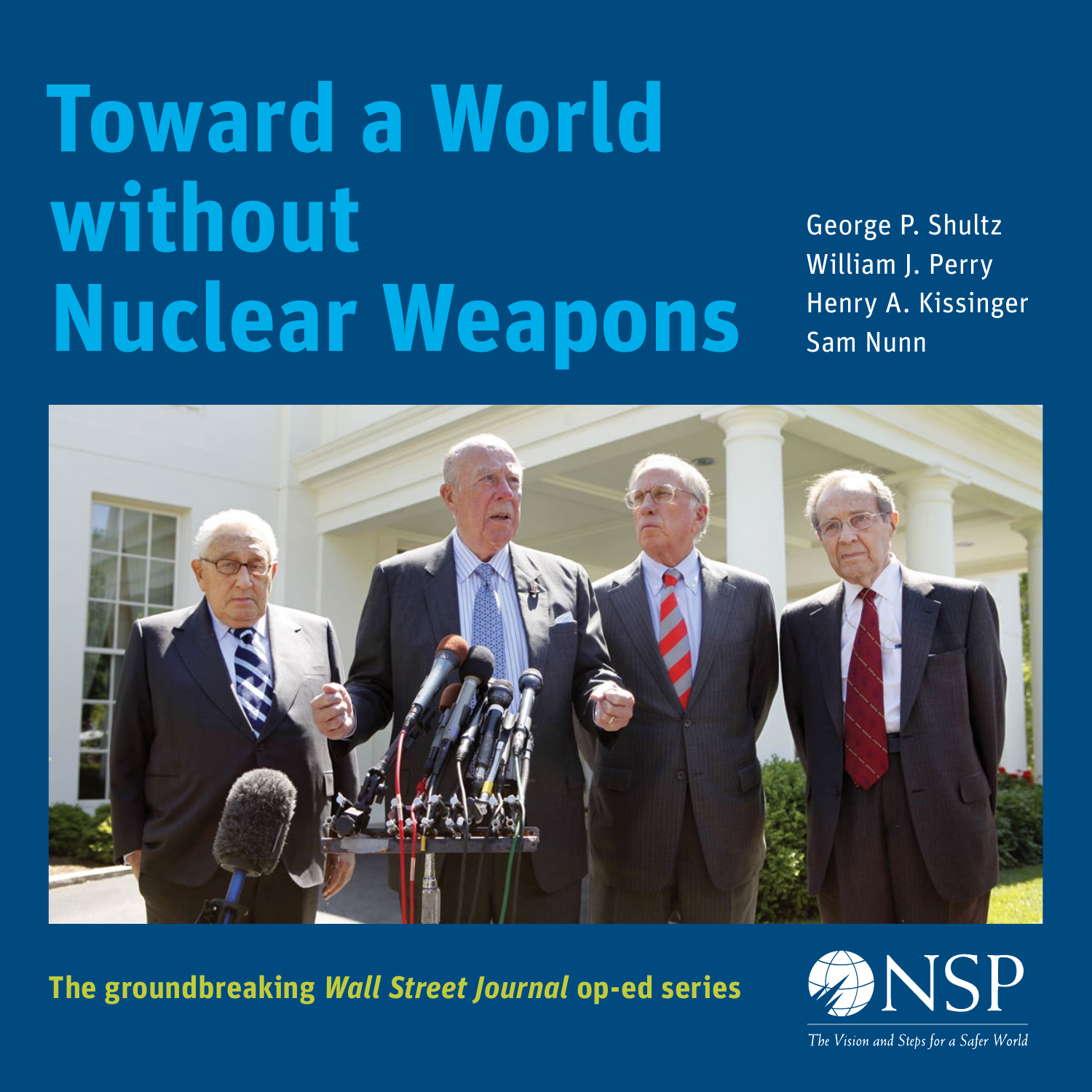# Toward a World without Nuclear Weapons

George P. Shultz
William J. Perry
Henry A. Kissinger
Sam Nunn

**The groundbreaking *Wall Street Journal* op-ed series**

NSP

*The Vision and Steps for a Safer World*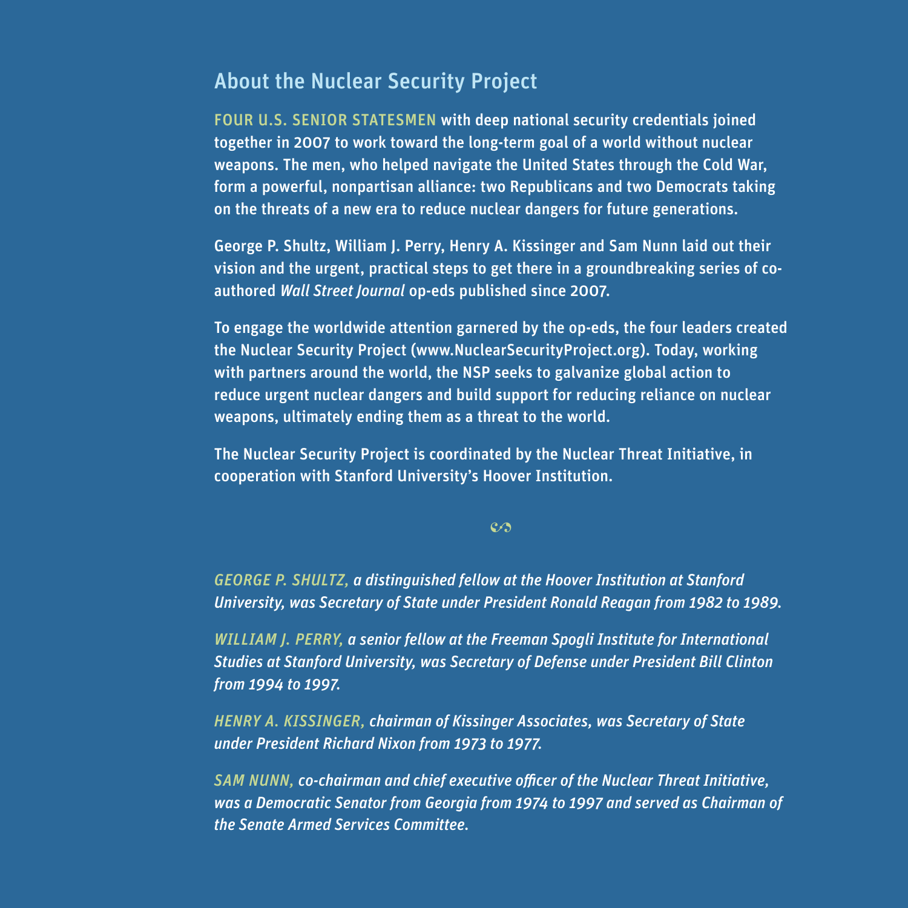## About the Nuclear Security Project

FOUR U.S. SENIOR STATESMEN **with deep national security credentials joined together in 2007 to work toward the long-term goal of a world without nuclear weapons. The men, who helped navigate the United States through the Cold War, form a powerful, nonpartisan alliance: two Republicans and two Democrats taking on the threats of a new era to reduce nuclear dangers for future generations.**

**George P. Shultz, William J. Perry, Henry A. Kissinger and Sam Nunn laid out their vision and the urgent, practical steps to get there in a groundbreaking series of co-authored *Wall Street Journal* op-eds published since 2007.**

**To engage the worldwide attention garnered by the op-eds, the four leaders created the Nuclear Security Project (www.NuclearSecurityProject.org). Today, working with partners around the world, the NSP seeks to galvanize global action to reduce urgent nuclear dangers and build support for reducing reliance on nuclear weapons, ultimately ending them as a threat to the world.**

**The Nuclear Security Project is coordinated by the Nuclear Threat Initiative, in cooperation with Stanford University's Hoover Institution.**

*GEORGE P. SHULTZ, a distinguished fellow at the Hoover Institution at Stanford University, was Secretary of State under President Ronald Reagan from 1982 to 1989.*

*WILLIAM J. PERRY, a senior fellow at the Freeman Spogli Institute for International Studies at Stanford University, was Secretary of Defense under President Bill Clinton from 1994 to 1997.*

*HENRY A. KISSINGER, chairman of Kissinger Associates, was Secretary of State under President Richard Nixon from 1973 to 1977.*

*SAM NUNN, co-chairman and chief executive officer of the Nuclear Threat Initiative, was a Democratic Senator from Georgia from 1974 to 1997 and served as Chairman of the Senate Armed Services Committee.*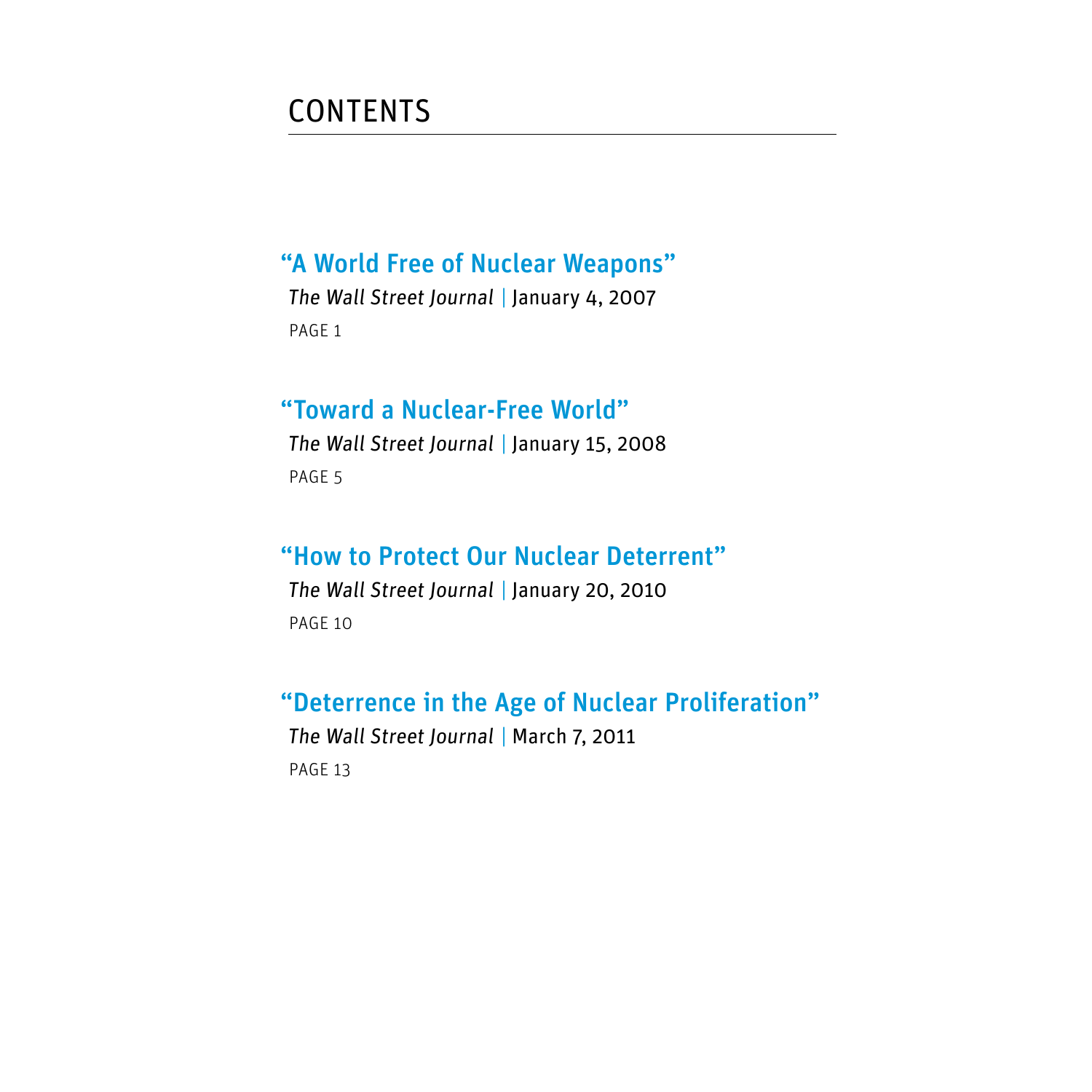# CONTENTS

## "A World Free of Nuclear Weapons"

*The Wall Street Journal* | January 4, 2007

PAGE 1

## "Toward a Nuclear-Free World"

*The Wall Street Journal* | January 15, 2008

PAGE 5

## "How to Protect Our Nuclear Deterrent"

*The Wall Street Journal* | January 20, 2010

PAGE 10

## "Deterrence in the Age of Nuclear Proliferation"

*The Wall Street Journal* | March 7, 2011

PAGE 13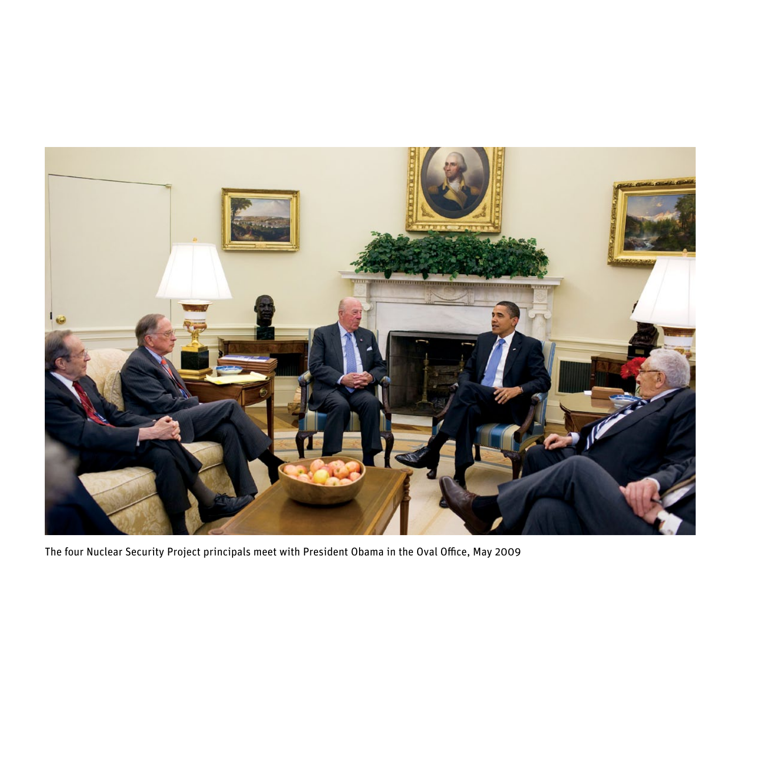The four Nuclear Security Project principals meet with President Obama in the Oval Office, May 2009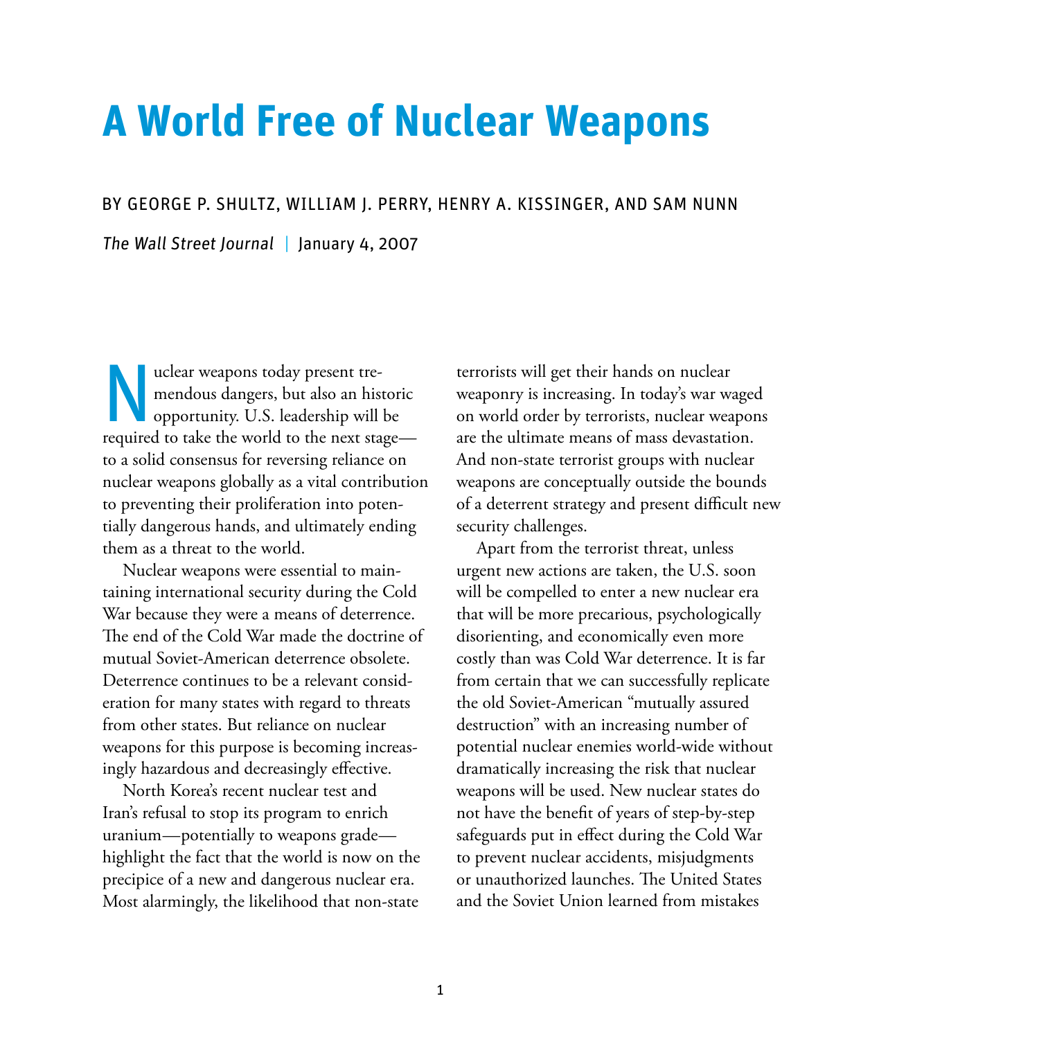# A World Free of Nuclear Weapons

BY GEORGE P. SHULTZ, WILLIAM J. PERRY, HENRY A. KISSINGER, AND SAM NUNN

*The Wall Street Journal* | January 4, 2007

Nuclear weapons today present tremendous dangers, but also an historic opportunity. U.S. leadership will be required to take the world to the next stage—to a solid consensus for reversing reliance on nuclear weapons globally as a vital contribution to preventing their proliferation into potentially dangerous hands, and ultimately ending them as a threat to the world.

Nuclear weapons were essential to maintaining international security during the Cold War because they were a means of deterrence. The end of the Cold War made the doctrine of mutual Soviet-American deterrence obsolete. Deterrence continues to be a relevant consideration for many states with regard to threats from other states. But reliance on nuclear weapons for this purpose is becoming increasingly hazardous and decreasingly effective.

North Korea's recent nuclear test and Iran's refusal to stop its program to enrich uranium—potentially to weapons grade—highlight the fact that the world is now on the precipice of a new and dangerous nuclear era. Most alarmingly, the likelihood that non-state terrorists will get their hands on nuclear weaponry is increasing. In today's war waged on world order by terrorists, nuclear weapons are the ultimate means of mass devastation. And non-state terrorist groups with nuclear weapons are conceptually outside the bounds of a deterrent strategy and present difficult new security challenges.

Apart from the terrorist threat, unless urgent new actions are taken, the U.S. soon will be compelled to enter a new nuclear era that will be more precarious, psychologically disorienting, and economically even more costly than was Cold War deterrence. It is far from certain that we can successfully replicate the old Soviet-American "mutually assured destruction" with an increasing number of potential nuclear enemies world-wide without dramatically increasing the risk that nuclear weapons will be used. New nuclear states do not have the benefit of years of step-by-step safeguards put in effect during the Cold War to prevent nuclear accidents, misjudgments or unauthorized launches. The United States and the Soviet Union learned from mistakes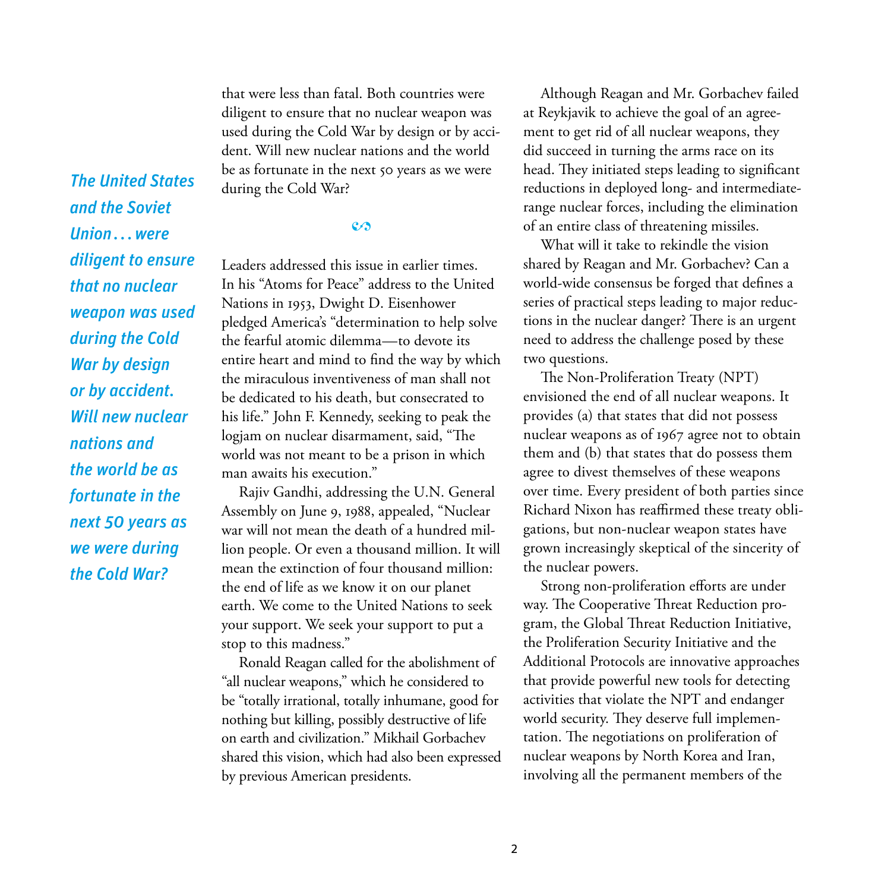that were less than fatal. Both countries were diligent to ensure that no nuclear weapon was used during the Cold War by design or by accident. Will new nuclear nations and the world be as fortunate in the next 50 years as we were during the Cold War?

*The United States and the Soviet Union . . . were diligent to ensure that no nuclear weapon was used during the Cold War by design or by accident. Will new nuclear nations and the world be as fortunate in the next 50 years as we were during the Cold War?*

∽

Leaders addressed this issue in earlier times. In his "Atoms for Peace" address to the United Nations in 1953, Dwight D. Eisenhower pledged America's "determination to help solve the fearful atomic dilemma—to devote its entire heart and mind to find the way by which the miraculous inventiveness of man shall not be dedicated to his death, but consecrated to his life." John F. Kennedy, seeking to peak the logjam on nuclear disarmament, said, "The world was not meant to be a prison in which man awaits his execution."

Rajiv Gandhi, addressing the U.N. General Assembly on June 9, 1988, appealed, "Nuclear war will not mean the death of a hundred million people. Or even a thousand million. It will mean the extinction of four thousand million: the end of life as we know it on our planet earth. We come to the United Nations to seek your support. We seek your support to put a stop to this madness."

Ronald Reagan called for the abolishment of "all nuclear weapons," which he considered to be "totally irrational, totally inhumane, good for nothing but killing, possibly destructive of life on earth and civilization." Mikhail Gorbachev shared this vision, which had also been expressed by previous American presidents.

Although Reagan and Mr. Gorbachev failed at Reykjavik to achieve the goal of an agreement to get rid of all nuclear weapons, they did succeed in turning the arms race on its head. They initiated steps leading to significant reductions in deployed long- and intermediate-range nuclear forces, including the elimination of an entire class of threatening missiles.

What will it take to rekindle the vision shared by Reagan and Mr. Gorbachev? Can a world-wide consensus be forged that defines a series of practical steps leading to major reductions in the nuclear danger? There is an urgent need to address the challenge posed by these two questions.

The Non-Proliferation Treaty (NPT) envisioned the end of all nuclear weapons. It provides (a) that states that did not possess nuclear weapons as of 1967 agree not to obtain them and (b) that states that do possess them agree to divest themselves of these weapons over time. Every president of both parties since Richard Nixon has reaffirmed these treaty obligations, but non-nuclear weapon states have grown increasingly skeptical of the sincerity of the nuclear powers.

Strong non-proliferation efforts are under way. The Cooperative Threat Reduction program, the Global Threat Reduction Initiative, the Proliferation Security Initiative and the Additional Protocols are innovative approaches that provide powerful new tools for detecting activities that violate the NPT and endanger world security. They deserve full implementation. The negotiations on proliferation of nuclear weapons by North Korea and Iran, involving all the permanent members of the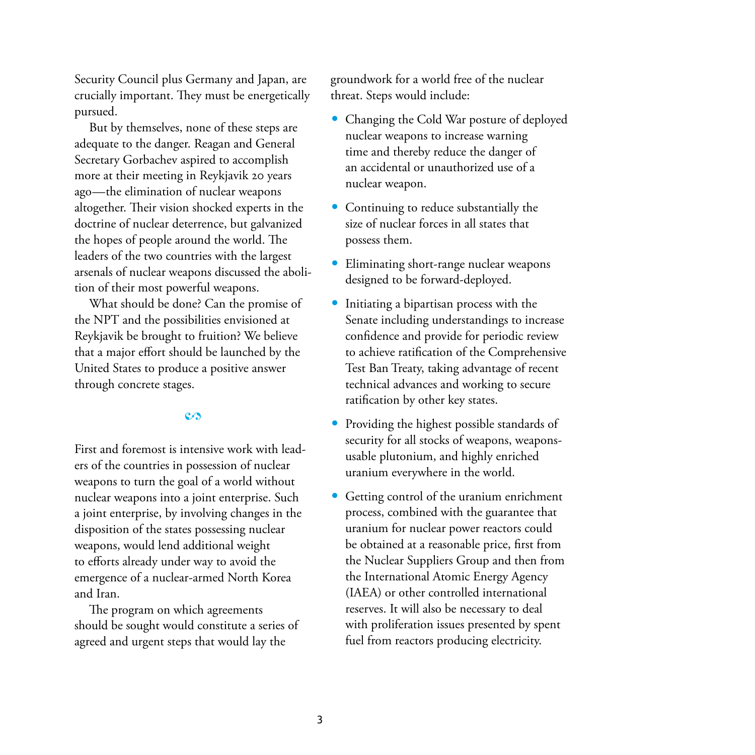Security Council plus Germany and Japan, are crucially important. They must be energetically pursued.

But by themselves, none of these steps are adequate to the danger. Reagan and General Secretary Gorbachev aspired to accomplish more at their meeting in Reykjavik 20 years ago—the elimination of nuclear weapons altogether. Their vision shocked experts in the doctrine of nuclear deterrence, but galvanized the hopes of people around the world. The leaders of the two countries with the largest arsenals of nuclear weapons discussed the abolition of their most powerful weapons.

What should be done? Can the promise of the NPT and the possibilities envisioned at Reykjavik be brought to fruition? We believe that a major effort should be launched by the United States to produce a positive answer through concrete stages.

First and foremost is intensive work with leaders of the countries in possession of nuclear weapons to turn the goal of a world without nuclear weapons into a joint enterprise. Such a joint enterprise, by involving changes in the disposition of the states possessing nuclear weapons, would lend additional weight to efforts already under way to avoid the emergence of a nuclear-armed North Korea and Iran.

The program on which agreements should be sought would constitute a series of agreed and urgent steps that would lay the groundwork for a world free of the nuclear threat. Steps would include:

- Changing the Cold War posture of deployed nuclear weapons to increase warning time and thereby reduce the danger of an accidental or unauthorized use of a nuclear weapon.
- Continuing to reduce substantially the size of nuclear forces in all states that possess them.
- Eliminating short-range nuclear weapons designed to be forward-deployed.
- Initiating a bipartisan process with the Senate including understandings to increase confidence and provide for periodic review to achieve ratification of the Comprehensive Test Ban Treaty, taking advantage of recent technical advances and working to secure ratification by other key states.
- Providing the highest possible standards of security for all stocks of weapons, weapons-usable plutonium, and highly enriched uranium everywhere in the world.
- Getting control of the uranium enrichment process, combined with the guarantee that uranium for nuclear power reactors could be obtained at a reasonable price, first from the Nuclear Suppliers Group and then from the International Atomic Energy Agency (IAEA) or other controlled international reserves. It will also be necessary to deal with proliferation issues presented by spent fuel from reactors producing electricity.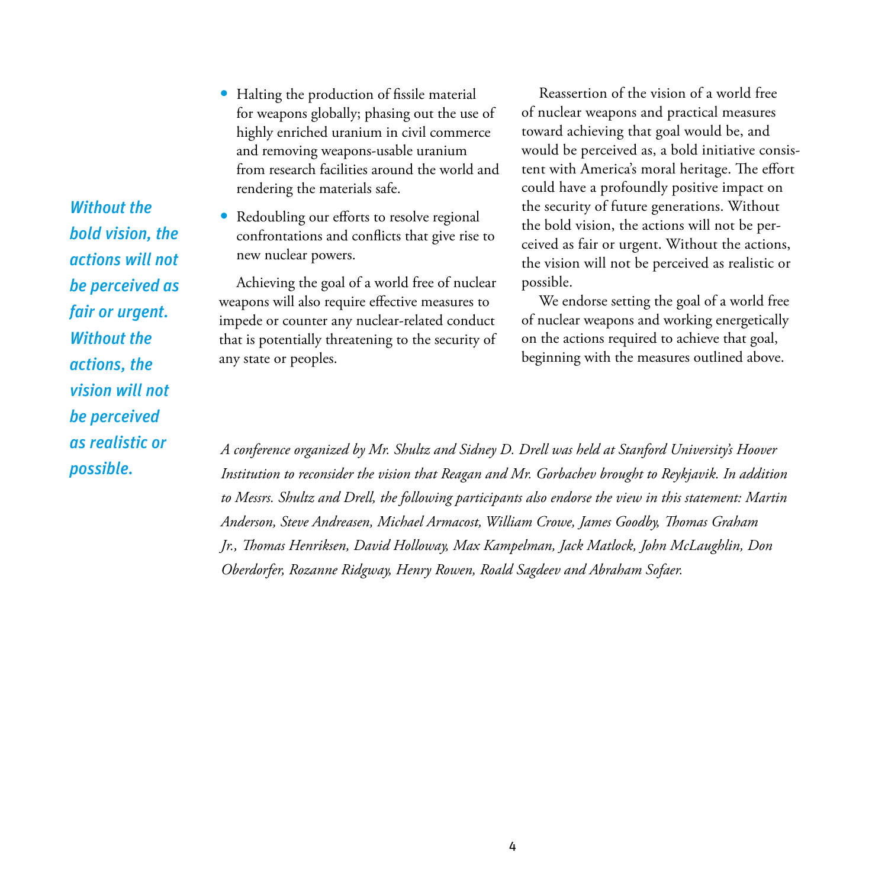*Without the bold vision, the actions will not be perceived as fair or urgent. Without the actions, the vision will not be perceived as realistic or possible.*

- Halting the production of fissile material for weapons globally; phasing out the use of highly enriched uranium in civil commerce and removing weapons-usable uranium from research facilities around the world and rendering the materials safe.
- Redoubling our efforts to resolve regional confrontations and conflicts that give rise to new nuclear powers.

Achieving the goal of a world free of nuclear weapons will also require effective measures to impede or counter any nuclear-related conduct that is potentially threatening to the security of any state or peoples.

Reassertion of the vision of a world free of nuclear weapons and practical measures toward achieving that goal would be, and would be perceived as, a bold initiative consistent with America's moral heritage. The effort could have a profoundly positive impact on the security of future generations. Without the bold vision, the actions will not be perceived as fair or urgent. Without the actions, the vision will not be perceived as realistic or possible.

We endorse setting the goal of a world free of nuclear weapons and working energetically on the actions required to achieve that goal, beginning with the measures outlined above.

*A conference organized by Mr. Shultz and Sidney D. Drell was held at Stanford University's Hoover Institution to reconsider the vision that Reagan and Mr. Gorbachev brought to Reykjavik. In addition to Messrs. Shultz and Drell, the following participants also endorse the view in this statement: Martin Anderson, Steve Andreasen, Michael Armacost, William Crowe, James Goodby, Thomas Graham Jr., Thomas Henriksen, David Holloway, Max Kampelman, Jack Matlock, John McLaughlin, Don Oberdorfer, Rozanne Ridgway, Henry Rowen, Roald Sagdeev and Abraham Sofaer.*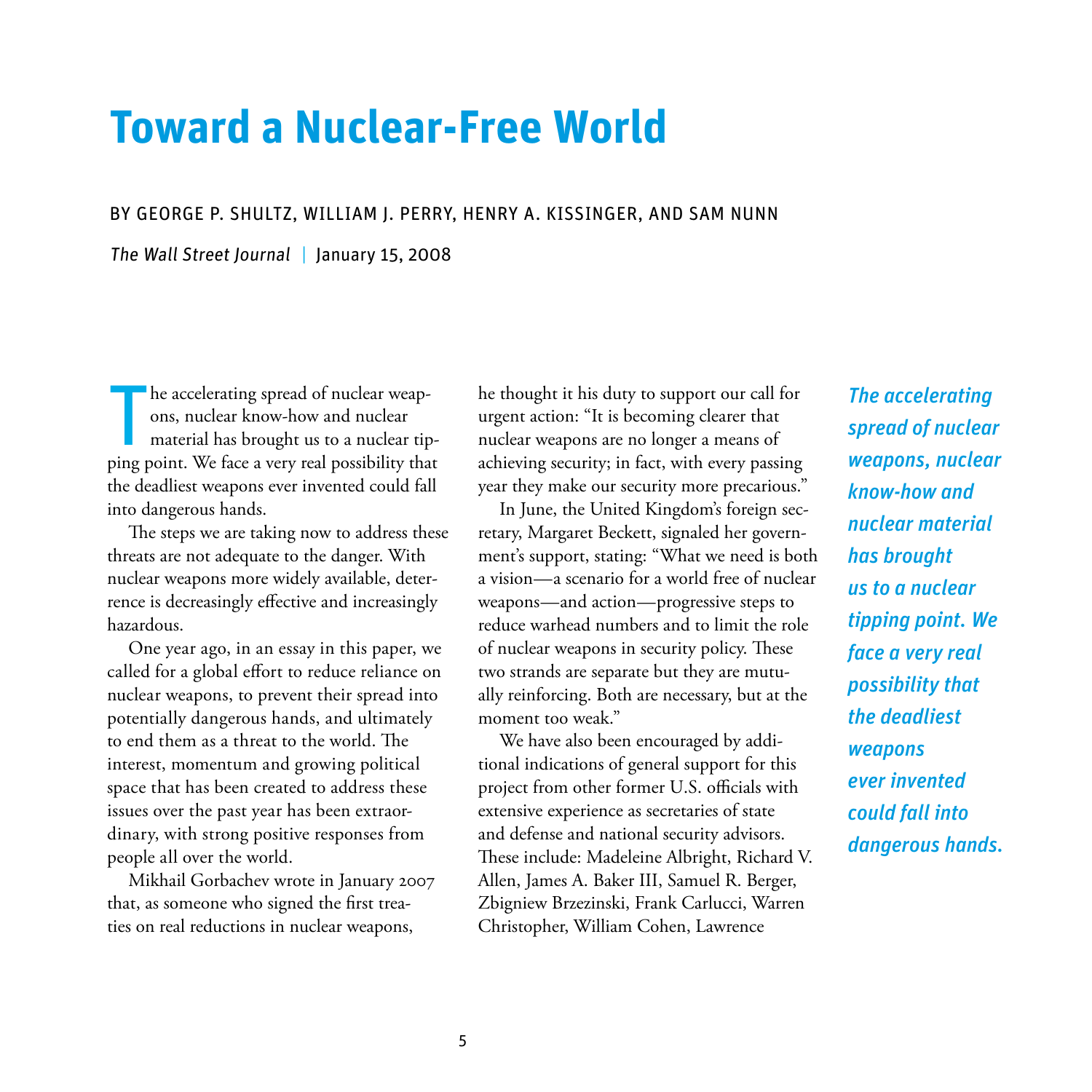# Toward a Nuclear-Free World

BY GEORGE P. SHULTZ, WILLIAM J. PERRY, HENRY A. KISSINGER, AND SAM NUNN

*The Wall Street Journal* | January 15, 2008

The accelerating spread of nuclear weapons, nuclear know-how and nuclear material has brought us to a nuclear tipping point. We face a very real possibility that the deadliest weapons ever invented could fall into dangerous hands.

The steps we are taking now to address these threats are not adequate to the danger. With nuclear weapons more widely available, deterrence is decreasingly effective and increasingly hazardous.

One year ago, in an essay in this paper, we called for a global effort to reduce reliance on nuclear weapons, to prevent their spread into potentially dangerous hands, and ultimately to end them as a threat to the world. The interest, momentum and growing political space that has been created to address these issues over the past year has been extraordinary, with strong positive responses from people all over the world.

Mikhail Gorbachev wrote in January 2007 that, as someone who signed the first treaties on real reductions in nuclear weapons, he thought it his duty to support our call for urgent action: "It is becoming clearer that nuclear weapons are no longer a means of achieving security; in fact, with every passing year they make our security more precarious."

In June, the United Kingdom's foreign secretary, Margaret Beckett, signaled her government's support, stating: "What we need is both a vision—a scenario for a world free of nuclear weapons—and action—progressive steps to reduce warhead numbers and to limit the role of nuclear weapons in security policy. These two strands are separate but they are mutually reinforcing. Both are necessary, but at the moment too weak."

We have also been encouraged by additional indications of general support for this project from other former U.S. officials with extensive experience as secretaries of state and defense and national security advisors. These include: Madeleine Albright, Richard V. Allen, James A. Baker III, Samuel R. Berger, Zbigniew Brzezinski, Frank Carlucci, Warren Christopher, William Cohen, Lawrence

***The accelerating spread of nuclear weapons, nuclear know-how and nuclear material has brought us to a nuclear tipping point. We face a very real possibility that the deadliest weapons ever invented could fall into dangerous hands.***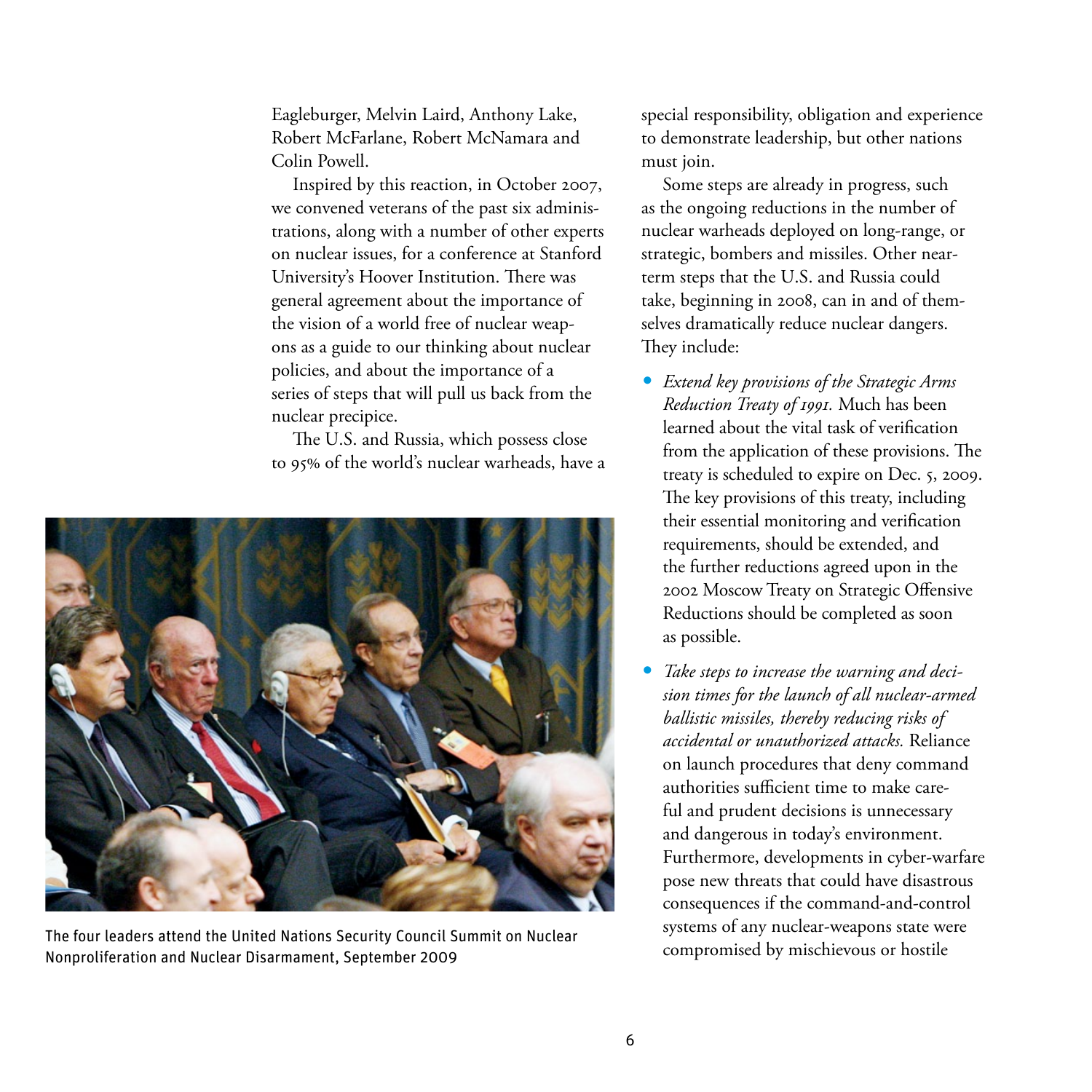Eagleburger, Melvin Laird, Anthony Lake, Robert McFarlane, Robert McNamara and Colin Powell.

Inspired by this reaction, in October 2007, we convened veterans of the past six administrations, along with a number of other experts on nuclear issues, for a conference at Stanford University's Hoover Institution. There was general agreement about the importance of the vision of a world free of nuclear weapons as a guide to our thinking about nuclear policies, and about the importance of a series of steps that will pull us back from the nuclear precipice.

The U.S. and Russia, which possess close to 95% of the world's nuclear warheads, have a special responsibility, obligation and experience to demonstrate leadership, but other nations must join.

The four leaders attend the United Nations Security Council Summit on Nuclear Nonproliferation and Nuclear Disarmament, September 2009

Some steps are already in progress, such as the ongoing reductions in the number of nuclear warheads deployed on long-range, or strategic, bombers and missiles. Other near-term steps that the U.S. and Russia could take, beginning in 2008, can in and of themselves dramatically reduce nuclear dangers. They include:

- *Extend key provisions of the Strategic Arms Reduction Treaty of 1991.* Much has been learned about the vital task of verification from the application of these provisions. The treaty is scheduled to expire on Dec. 5, 2009. The key provisions of this treaty, including their essential monitoring and verification requirements, should be extended, and the further reductions agreed upon in the 2002 Moscow Treaty on Strategic Offensive Reductions should be completed as soon as possible.
- *Take steps to increase the warning and decision times for the launch of all nuclear-armed ballistic missiles, thereby reducing risks of accidental or unauthorized attacks.* Reliance on launch procedures that deny command authorities sufficient time to make careful and prudent decisions is unnecessary and dangerous in today's environment. Furthermore, developments in cyber-warfare pose new threats that could have disastrous consequences if the command-and-control systems of any nuclear-weapons state were compromised by mischievous or hostile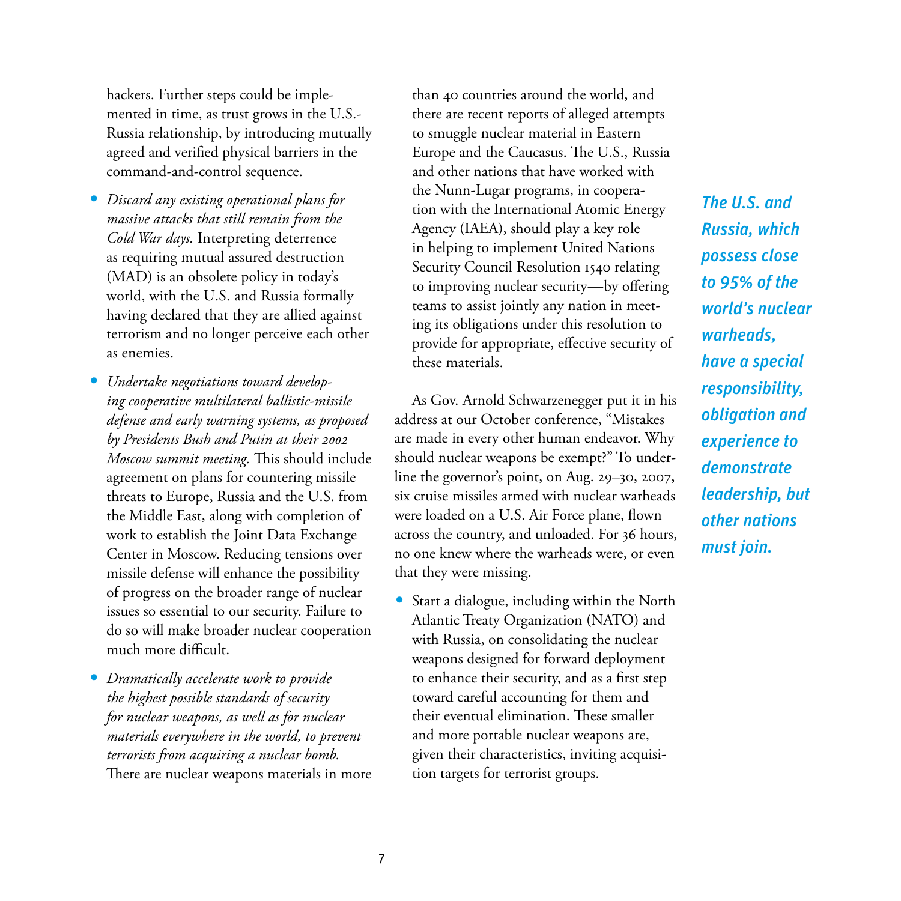hackers. Further steps could be implemented in time, as trust grows in the U.S.-Russia relationship, by introducing mutually agreed and verified physical barriers in the command-and-control sequence.

- *Discard any existing operational plans for massive attacks that still remain from the Cold War days.* Interpreting deterrence as requiring mutual assured destruction (MAD) is an obsolete policy in today's world, with the U.S. and Russia formally having declared that they are allied against terrorism and no longer perceive each other as enemies.

- *Undertake negotiations toward developing cooperative multilateral ballistic-missile defense and early warning systems, as proposed by Presidents Bush and Putin at their 2002 Moscow summit meeting.* This should include agreement on plans for countering missile threats to Europe, Russia and the U.S. from the Middle East, along with completion of work to establish the Joint Data Exchange Center in Moscow. Reducing tensions over missile defense will enhance the possibility of progress on the broader range of nuclear issues so essential to our security. Failure to do so will make broader nuclear cooperation much more difficult.

- *Dramatically accelerate work to provide the highest possible standards of security for nuclear weapons, as well as for nuclear materials everywhere in the world, to prevent terrorists from acquiring a nuclear bomb.* There are nuclear weapons materials in more than 40 countries around the world, and there are recent reports of alleged attempts to smuggle nuclear material in Eastern Europe and the Caucasus. The U.S., Russia and other nations that have worked with the Nunn-Lugar programs, in cooperation with the International Atomic Energy Agency (IAEA), should play a key role in helping to implement United Nations Security Council Resolution 1540 relating to improving nuclear security—by offering teams to assist jointly any nation in meeting its obligations under this resolution to provide for appropriate, effective security of these materials.

As Gov. Arnold Schwarzenegger put it in his address at our October conference, "Mistakes are made in every other human endeavor. Why should nuclear weapons be exempt?" To underline the governor's point, on Aug. 29–30, 2007, six cruise missiles armed with nuclear warheads were loaded on a U.S. Air Force plane, flown across the country, and unloaded. For 36 hours, no one knew where the warheads were, or even that they were missing.

- Start a dialogue, including within the North Atlantic Treaty Organization (NATO) and with Russia, on consolidating the nuclear weapons designed for forward deployment to enhance their security, and as a first step toward careful accounting for them and their eventual elimination. These smaller and more portable nuclear weapons are, given their characteristics, inviting acquisition targets for terrorist groups.

***The U.S. and Russia, which possess close to 95% of the world's nuclear warheads, have a special responsibility, obligation and experience to demonstrate leadership, but other nations must join.***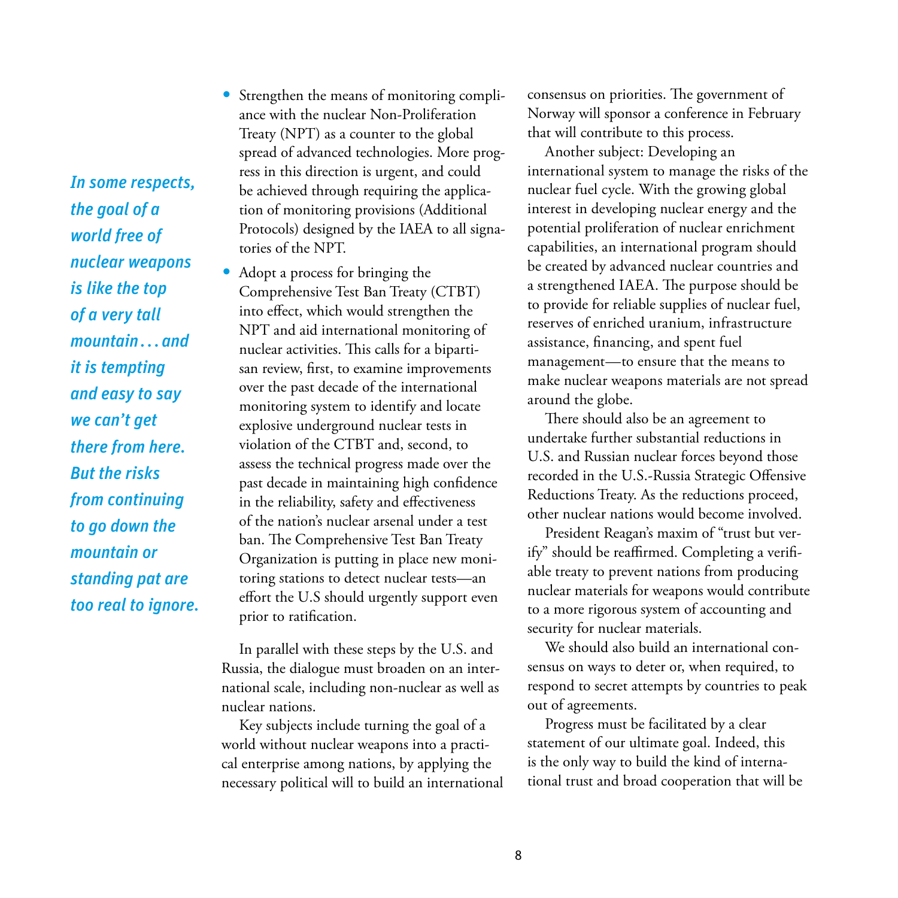*In some respects, the goal of a world free of nuclear weapons is like the top of a very tall mountain... and it is tempting and easy to say we can't get there from here. But the risks from continuing to go down the mountain or standing pat are too real to ignore.*

- Strengthen the means of monitoring compliance with the nuclear Non-Proliferation Treaty (NPT) as a counter to the global spread of advanced technologies. More progress in this direction is urgent, and could be achieved through requiring the application of monitoring provisions (Additional Protocols) designed by the IAEA to all signatories of the NPT.
- Adopt a process for bringing the Comprehensive Test Ban Treaty (CTBT) into effect, which would strengthen the NPT and aid international monitoring of nuclear activities. This calls for a bipartisan review, first, to examine improvements over the past decade of the international monitoring system to identify and locate explosive underground nuclear tests in violation of the CTBT and, second, to assess the technical progress made over the past decade in maintaining high confidence in the reliability, safety and effectiveness of the nation's nuclear arsenal under a test ban. The Comprehensive Test Ban Treaty Organization is putting in place new monitoring stations to detect nuclear tests—an effort the U.S should urgently support even prior to ratification.

In parallel with these steps by the U.S. and Russia, the dialogue must broaden on an international scale, including non-nuclear as well as nuclear nations.

Key subjects include turning the goal of a world without nuclear weapons into a practical enterprise among nations, by applying the necessary political will to build an international consensus on priorities. The government of Norway will sponsor a conference in February that will contribute to this process.

Another subject: Developing an international system to manage the risks of the nuclear fuel cycle. With the growing global interest in developing nuclear energy and the potential proliferation of nuclear enrichment capabilities, an international program should be created by advanced nuclear countries and a strengthened IAEA. The purpose should be to provide for reliable supplies of nuclear fuel, reserves of enriched uranium, infrastructure assistance, financing, and spent fuel management—to ensure that the means to make nuclear weapons materials are not spread around the globe.

There should also be an agreement to undertake further substantial reductions in U.S. and Russian nuclear forces beyond those recorded in the U.S.-Russia Strategic Offensive Reductions Treaty. As the reductions proceed, other nuclear nations would become involved.

President Reagan's maxim of "trust but verify" should be reaffirmed. Completing a verifiable treaty to prevent nations from producing nuclear materials for weapons would contribute to a more rigorous system of accounting and security for nuclear materials.

We should also build an international consensus on ways to deter or, when required, to respond to secret attempts by countries to peak out of agreements.

Progress must be facilitated by a clear statement of our ultimate goal. Indeed, this is the only way to build the kind of international trust and broad cooperation that will be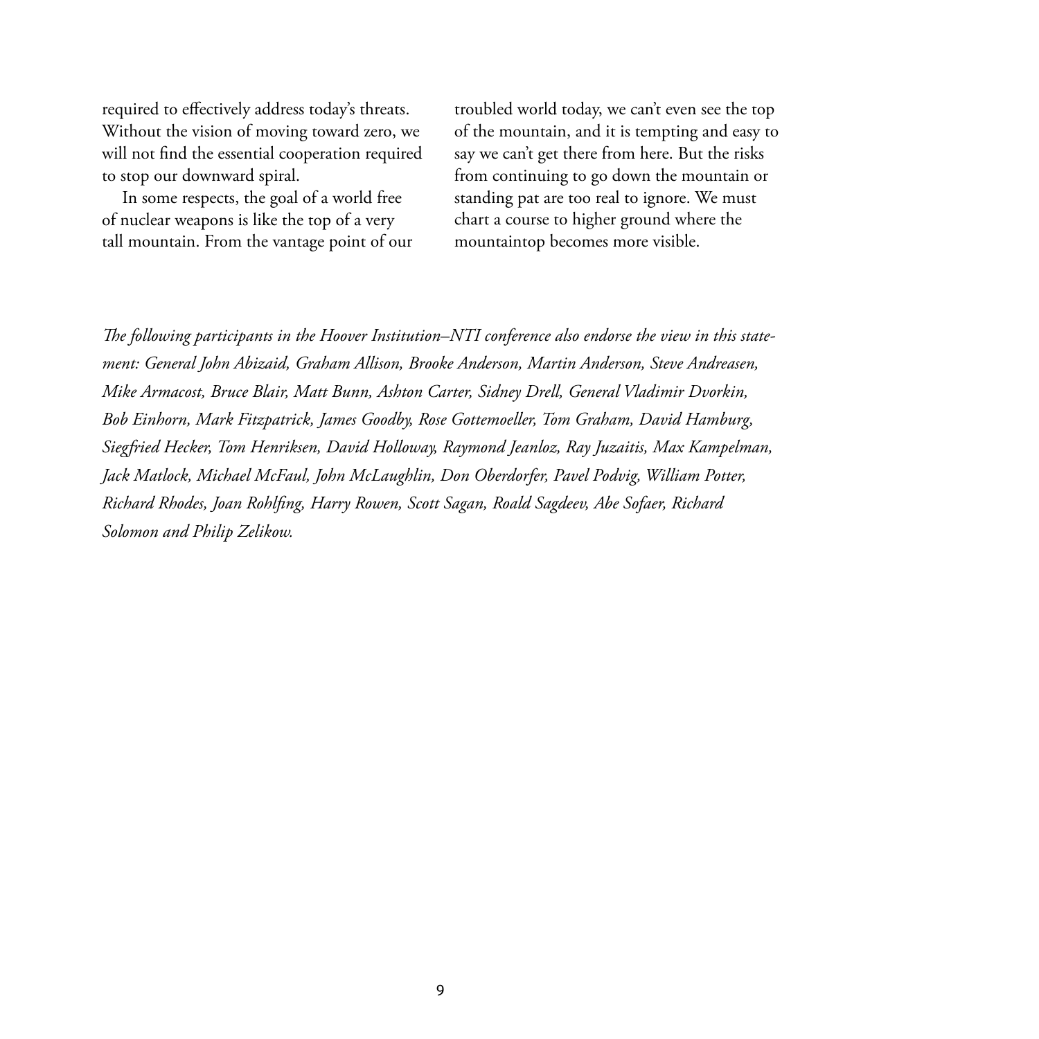required to effectively address today's threats. Without the vision of moving toward zero, we will not find the essential cooperation required to stop our downward spiral.

In some respects, the goal of a world free of nuclear weapons is like the top of a very tall mountain. From the vantage point of our troubled world today, we can't even see the top of the mountain, and it is tempting and easy to say we can't get there from here. But the risks from continuing to go down the mountain or standing pat are too real to ignore. We must chart a course to higher ground where the mountaintop becomes more visible.

*The following participants in the Hoover Institution–NTI conference also endorse the view in this statement: General John Abizaid, Graham Allison, Brooke Anderson, Martin Anderson, Steve Andreasen, Mike Armacost, Bruce Blair, Matt Bunn, Ashton Carter, Sidney Drell, General Vladimir Dvorkin, Bob Einhorn, Mark Fitzpatrick, James Goodby, Rose Gottemoeller, Tom Graham, David Hamburg, Siegfried Hecker, Tom Henriksen, David Holloway, Raymond Jeanloz, Ray Juzaitis, Max Kampelman, Jack Matlock, Michael McFaul, John McLaughlin, Don Oberdorfer, Pavel Podvig, William Potter, Richard Rhodes, Joan Rohlfing, Harry Rowen, Scott Sagan, Roald Sagdeev, Abe Sofaer, Richard Solomon and Philip Zelikow.*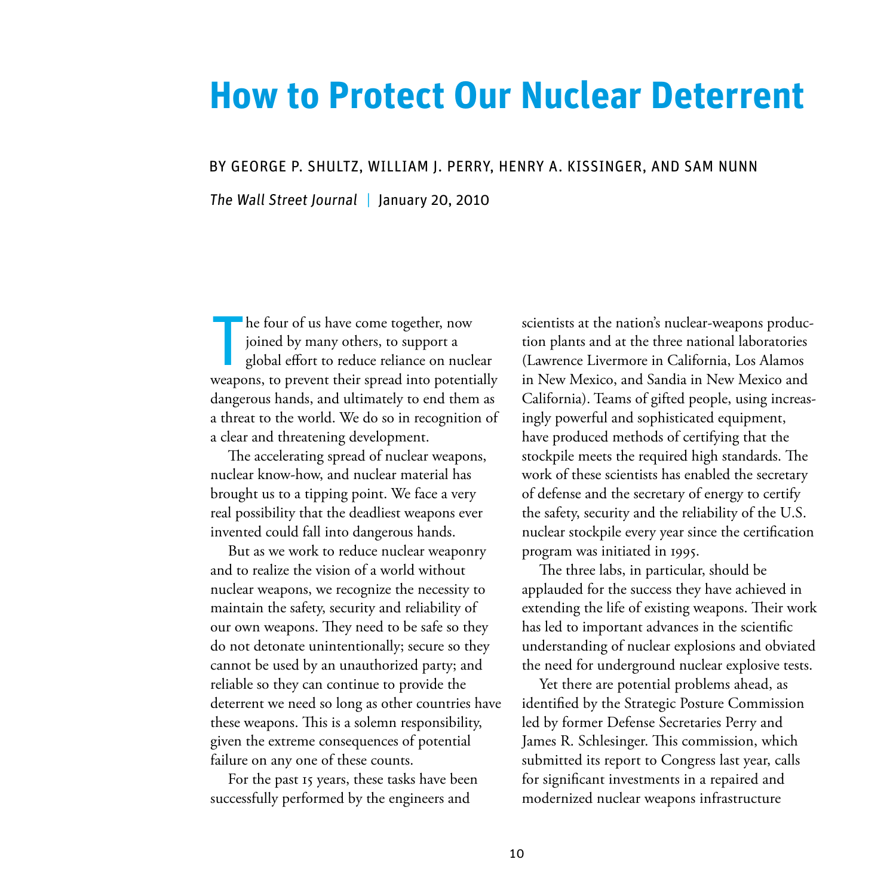# How to Protect Our Nuclear Deterrent

BY GEORGE P. SHULTZ, WILLIAM J. PERRY, HENRY A. KISSINGER, AND SAM NUNN

*The Wall Street Journal* | January 20, 2010

The four of us have come together, now joined by many others, to support a global effort to reduce reliance on nuclear weapons, to prevent their spread into potentially dangerous hands, and ultimately to end them as a threat to the world. We do so in recognition of a clear and threatening development.

The accelerating spread of nuclear weapons, nuclear know-how, and nuclear material has brought us to a tipping point. We face a very real possibility that the deadliest weapons ever invented could fall into dangerous hands.

But as we work to reduce nuclear weaponry and to realize the vision of a world without nuclear weapons, we recognize the necessity to maintain the safety, security and reliability of our own weapons. They need to be safe so they do not detonate unintentionally; secure so they cannot be used by an unauthorized party; and reliable so they can continue to provide the deterrent we need so long as other countries have these weapons. This is a solemn responsibility, given the extreme consequences of potential failure on any one of these counts.

For the past 15 years, these tasks have been successfully performed by the engineers and scientists at the nation's nuclear-weapons production plants and at the three national laboratories (Lawrence Livermore in California, Los Alamos in New Mexico, and Sandia in New Mexico and California). Teams of gifted people, using increasingly powerful and sophisticated equipment, have produced methods of certifying that the stockpile meets the required high standards. The work of these scientists has enabled the secretary of defense and the secretary of energy to certify the safety, security and the reliability of the U.S. nuclear stockpile every year since the certification program was initiated in 1995.

The three labs, in particular, should be applauded for the success they have achieved in extending the life of existing weapons. Their work has led to important advances in the scientific understanding of nuclear explosions and obviated the need for underground nuclear explosive tests.

Yet there are potential problems ahead, as identified by the Strategic Posture Commission led by former Defense Secretaries Perry and James R. Schlesinger. This commission, which submitted its report to Congress last year, calls for significant investments in a repaired and modernized nuclear weapons infrastructure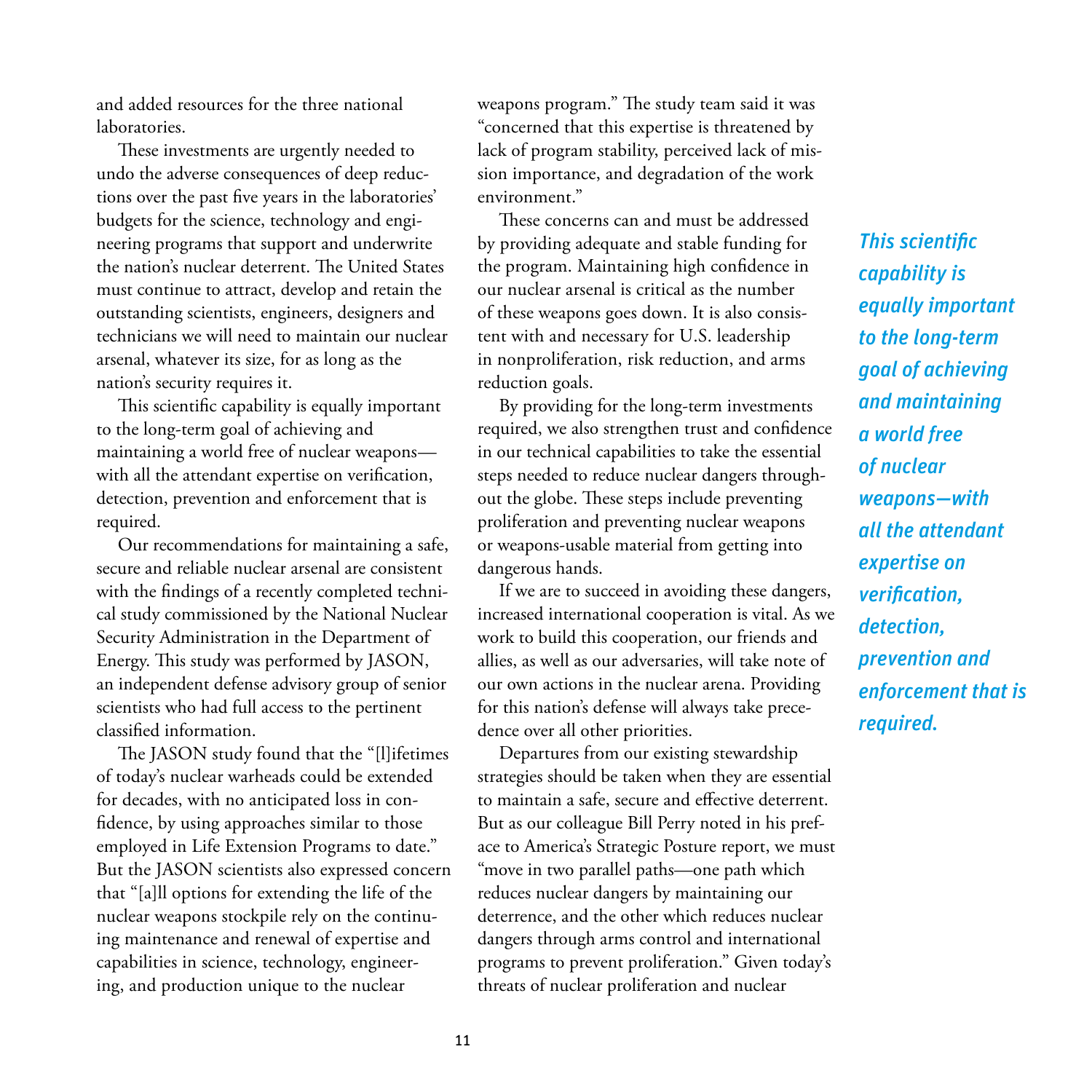and added resources for the three national laboratories.

These investments are urgently needed to undo the adverse consequences of deep reductions over the past five years in the laboratories' budgets for the science, technology and engineering programs that support and underwrite the nation's nuclear deterrent. The United States must continue to attract, develop and retain the outstanding scientists, engineers, designers and technicians we will need to maintain our nuclear arsenal, whatever its size, for as long as the nation's security requires it.

This scientific capability is equally important to the long-term goal of achieving and maintaining a world free of nuclear weapons—with all the attendant expertise on verification, detection, prevention and enforcement that is required.

Our recommendations for maintaining a safe, secure and reliable nuclear arsenal are consistent with the findings of a recently completed technical study commissioned by the National Nuclear Security Administration in the Department of Energy. This study was performed by JASON, an independent defense advisory group of senior scientists who had full access to the pertinent classified information.

The JASON study found that the "[l]ifetimes of today's nuclear warheads could be extended for decades, with no anticipated loss in confidence, by using approaches similar to those employed in Life Extension Programs to date." But the JASON scientists also expressed concern that "[a]ll options for extending the life of the nuclear weapons stockpile rely on the continuing maintenance and renewal of expertise and capabilities in science, technology, engineering, and production unique to the nuclear weapons program." The study team said it was "concerned that this expertise is threatened by lack of program stability, perceived lack of mission importance, and degradation of the work environment."

These concerns can and must be addressed by providing adequate and stable funding for the program. Maintaining high confidence in our nuclear arsenal is critical as the number of these weapons goes down. It is also consistent with and necessary for U.S. leadership in nonproliferation, risk reduction, and arms reduction goals.

By providing for the long-term investments required, we also strengthen trust and confidence in our technical capabilities to take the essential steps needed to reduce nuclear dangers throughout the globe. These steps include preventing proliferation and preventing nuclear weapons or weapons-usable material from getting into dangerous hands.

If we are to succeed in avoiding these dangers, increased international cooperation is vital. As we work to build this cooperation, our friends and allies, as well as our adversaries, will take note of our own actions in the nuclear arena. Providing for this nation's defense will always take precedence over all other priorities.

Departures from our existing stewardship strategies should be taken when they are essential to maintain a safe, secure and effective deterrent. But as our colleague Bill Perry noted in his preface to America's Strategic Posture report, we must "move in two parallel paths—one path which reduces nuclear dangers by maintaining our deterrence, and the other which reduces nuclear dangers through arms control and international programs to prevent proliferation." Given today's threats of nuclear proliferation and nuclear

***This scientific capability is equally important to the long-term goal of achieving and maintaining a world free of nuclear weapons—with all the attendant expertise on verification, detection, prevention and enforcement that is required.***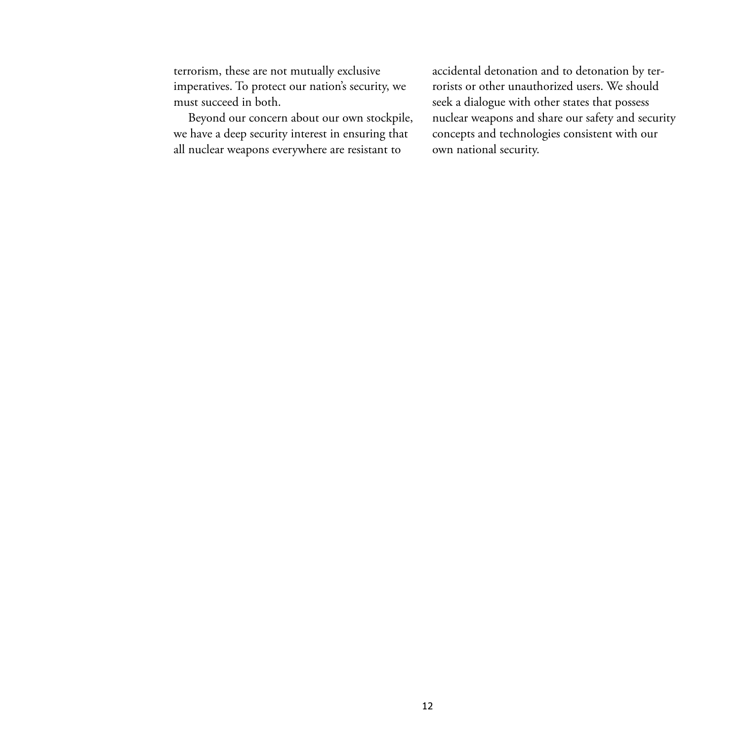terrorism, these are not mutually exclusive imperatives. To protect our nation's security, we must succeed in both.

Beyond our concern about our own stockpile, we have a deep security interest in ensuring that all nuclear weapons everywhere are resistant to accidental detonation and to detonation by terrorists or other unauthorized users. We should seek a dialogue with other states that possess nuclear weapons and share our safety and security concepts and technologies consistent with our own national security.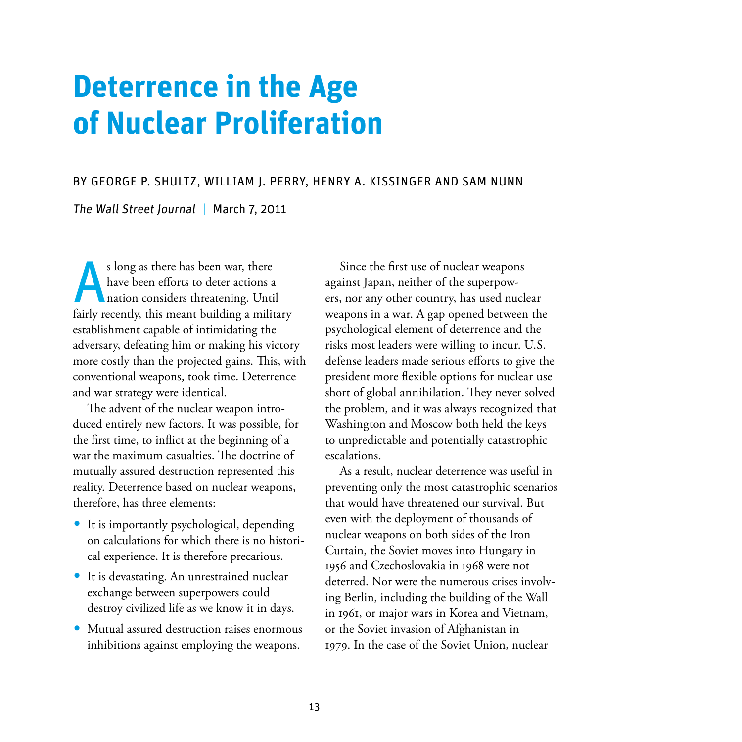# Deterrence in the Age of Nuclear Proliferation

BY GEORGE P. SHULTZ, WILLIAM J. PERRY, HENRY A. KISSINGER AND SAM NUNN

*The Wall Street Journal* | March 7, 2011

As long as there has been war, there have been efforts to deter actions a nation considers threatening. Until fairly recently, this meant building a military establishment capable of intimidating the adversary, defeating him or making his victory more costly than the projected gains. This, with conventional weapons, took time. Deterrence and war strategy were identical.

The advent of the nuclear weapon introduced entirely new factors. It was possible, for the first time, to inflict at the beginning of a war the maximum casualties. The doctrine of mutually assured destruction represented this reality. Deterrence based on nuclear weapons, therefore, has three elements:

- It is importantly psychological, depending on calculations for which there is no historical experience. It is therefore precarious.
- It is devastating. An unrestrained nuclear exchange between superpowers could destroy civilized life as we know it in days.
- Mutual assured destruction raises enormous inhibitions against employing the weapons.

Since the first use of nuclear weapons against Japan, neither of the superpowers, nor any other country, has used nuclear weapons in a war. A gap opened between the psychological element of deterrence and the risks most leaders were willing to incur. U.S. defense leaders made serious efforts to give the president more flexible options for nuclear use short of global annihilation. They never solved the problem, and it was always recognized that Washington and Moscow both held the keys to unpredictable and potentially catastrophic escalations.

As a result, nuclear deterrence was useful in preventing only the most catastrophic scenarios that would have threatened our survival. But even with the deployment of thousands of nuclear weapons on both sides of the Iron Curtain, the Soviet moves into Hungary in 1956 and Czechoslovakia in 1968 were not deterred. Nor were the numerous crises involving Berlin, including the building of the Wall in 1961, or major wars in Korea and Vietnam, or the Soviet invasion of Afghanistan in 1979. In the case of the Soviet Union, nuclear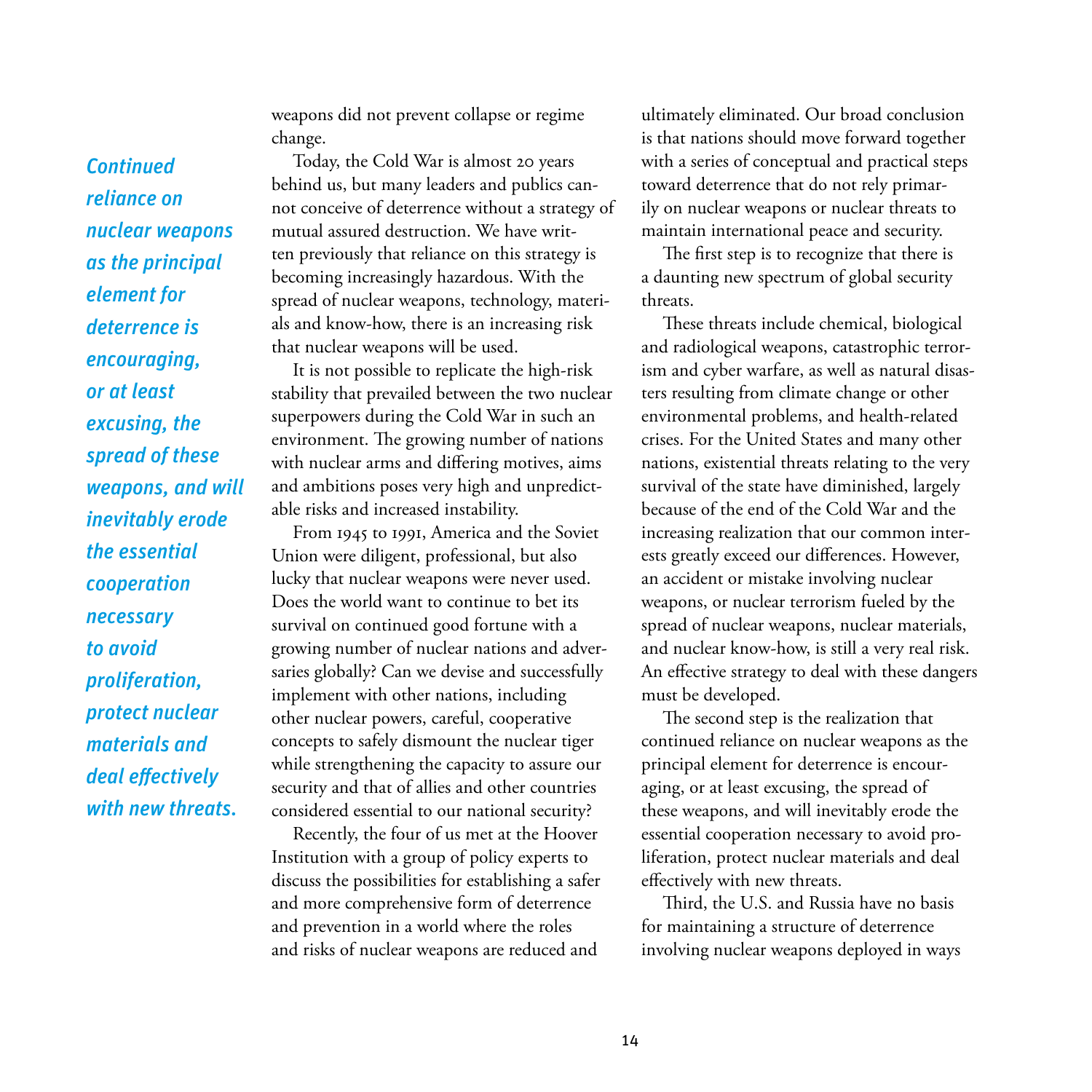*Continued reliance on nuclear weapons as the principal element for deterrence is encouraging, or at least excusing, the spread of these weapons, and will inevitably erode the essential cooperation necessary to avoid proliferation, protect nuclear materials and deal effectively with new threats.*

weapons did not prevent collapse or regime change.

Today, the Cold War is almost 20 years behind us, but many leaders and publics cannot conceive of deterrence without a strategy of mutual assured destruction. We have written previously that reliance on this strategy is becoming increasingly hazardous. With the spread of nuclear weapons, technology, materials and know-how, there is an increasing risk that nuclear weapons will be used.

It is not possible to replicate the high-risk stability that prevailed between the two nuclear superpowers during the Cold War in such an environment. The growing number of nations with nuclear arms and differing motives, aims and ambitions poses very high and unpredictable risks and increased instability.

From 1945 to 1991, America and the Soviet Union were diligent, professional, but also lucky that nuclear weapons were never used. Does the world want to continue to bet its survival on continued good fortune with a growing number of nuclear nations and adversaries globally? Can we devise and successfully implement with other nations, including other nuclear powers, careful, cooperative concepts to safely dismount the nuclear tiger while strengthening the capacity to assure our security and that of allies and other countries considered essential to our national security?

Recently, the four of us met at the Hoover Institution with a group of policy experts to discuss the possibilities for establishing a safer and more comprehensive form of deterrence and prevention in a world where the roles and risks of nuclear weapons are reduced and ultimately eliminated. Our broad conclusion is that nations should move forward together with a series of conceptual and practical steps toward deterrence that do not rely primarily on nuclear weapons or nuclear threats to maintain international peace and security.

The first step is to recognize that there is a daunting new spectrum of global security threats.

These threats include chemical, biological and radiological weapons, catastrophic terrorism and cyber warfare, as well as natural disasters resulting from climate change or other environmental problems, and health-related crises. For the United States and many other nations, existential threats relating to the very survival of the state have diminished, largely because of the end of the Cold War and the increasing realization that our common interests greatly exceed our differences. However, an accident or mistake involving nuclear weapons, or nuclear terrorism fueled by the spread of nuclear weapons, nuclear materials, and nuclear know-how, is still a very real risk. An effective strategy to deal with these dangers must be developed.

The second step is the realization that continued reliance on nuclear weapons as the principal element for deterrence is encouraging, or at least excusing, the spread of these weapons, and will inevitably erode the essential cooperation necessary to avoid proliferation, protect nuclear materials and deal effectively with new threats.

Third, the U.S. and Russia have no basis for maintaining a structure of deterrence involving nuclear weapons deployed in ways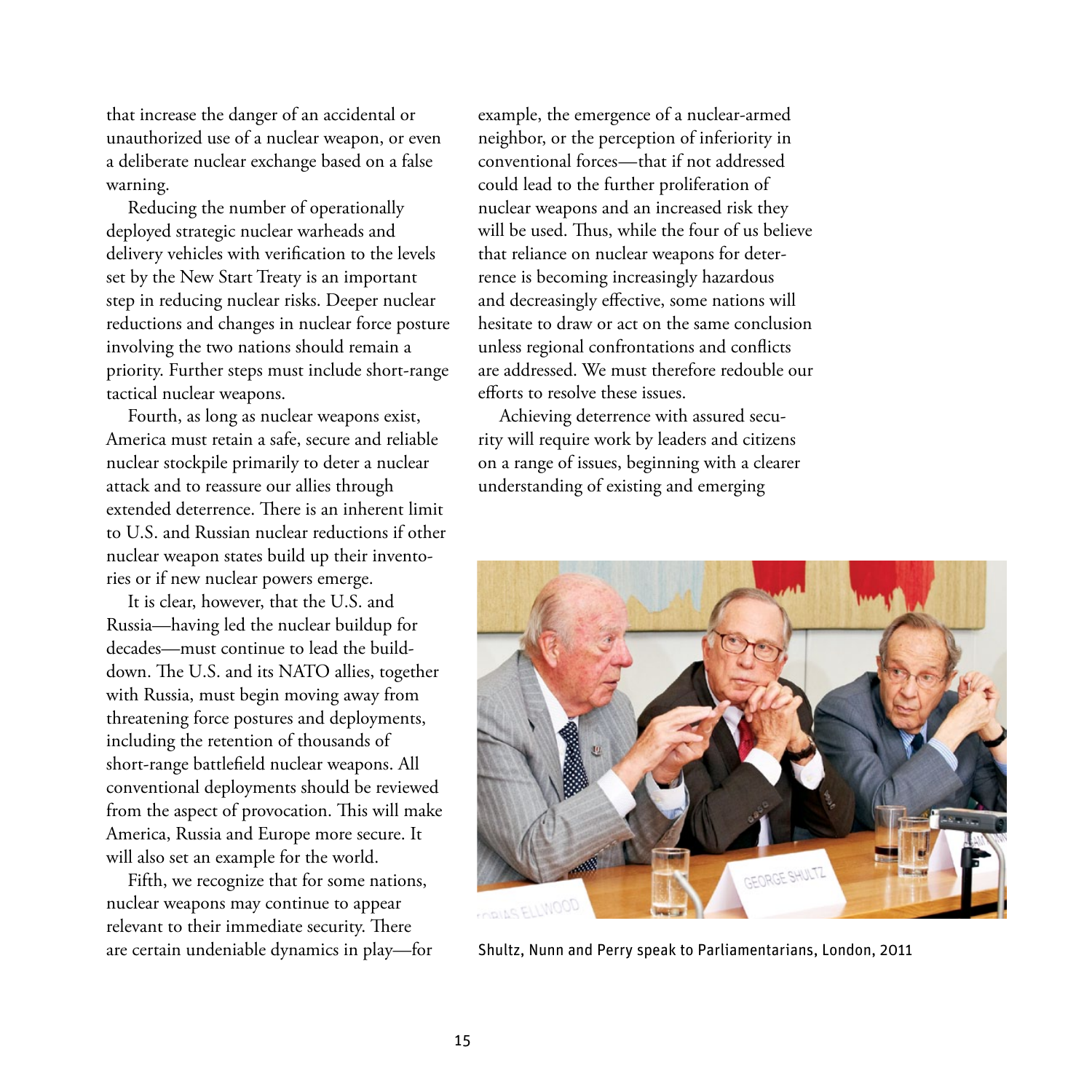that increase the danger of an accidental or unauthorized use of a nuclear weapon, or even a deliberate nuclear exchange based on a false warning.

Reducing the number of operationally deployed strategic nuclear warheads and delivery vehicles with verification to the levels set by the New Start Treaty is an important step in reducing nuclear risks. Deeper nuclear reductions and changes in nuclear force posture involving the two nations should remain a priority. Further steps must include short-range tactical nuclear weapons.

Fourth, as long as nuclear weapons exist, America must retain a safe, secure and reliable nuclear stockpile primarily to deter a nuclear attack and to reassure our allies through extended deterrence. There is an inherent limit to U.S. and Russian nuclear reductions if other nuclear weapon states build up their inventories or if new nuclear powers emerge.

It is clear, however, that the U.S. and Russia—having led the nuclear buildup for decades—must continue to lead the build-down. The U.S. and its NATO allies, together with Russia, must begin moving away from threatening force postures and deployments, including the retention of thousands of short-range battlefield nuclear weapons. All conventional deployments should be reviewed from the aspect of provocation. This will make America, Russia and Europe more secure. It will also set an example for the world.

Fifth, we recognize that for some nations, nuclear weapons may continue to appear relevant to their immediate security. There are certain undeniable dynamics in play—for example, the emergence of a nuclear-armed neighbor, or the perception of inferiority in conventional forces—that if not addressed could lead to the further proliferation of nuclear weapons and an increased risk they will be used. Thus, while the four of us believe that reliance on nuclear weapons for deterrence is becoming increasingly hazardous and decreasingly effective, some nations will hesitate to draw or act on the same conclusion unless regional confrontations and conflicts are addressed. We must therefore redouble our efforts to resolve these issues.

Achieving deterrence with assured security will require work by leaders and citizens on a range of issues, beginning with a clearer understanding of existing and emerging

Shultz, Nunn and Perry speak to Parliamentarians, London, 2011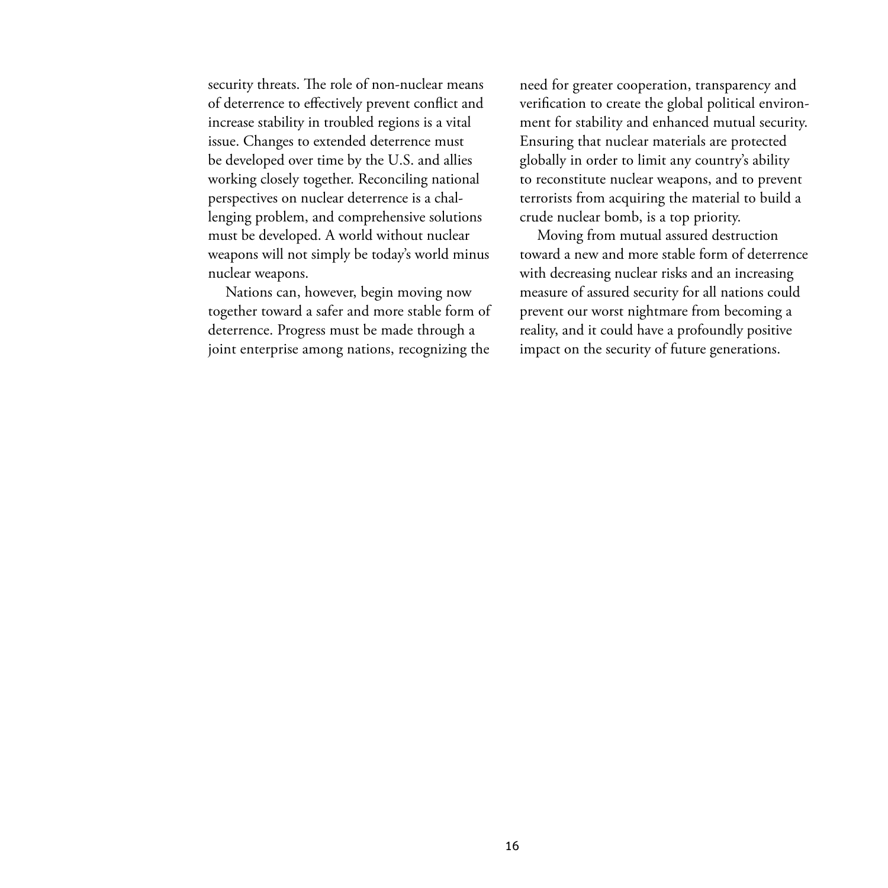security threats. The role of non-nuclear means of deterrence to effectively prevent conflict and increase stability in troubled regions is a vital issue. Changes to extended deterrence must be developed over time by the U.S. and allies working closely together. Reconciling national perspectives on nuclear deterrence is a challenging problem, and comprehensive solutions must be developed. A world without nuclear weapons will not simply be today's world minus nuclear weapons.

Nations can, however, begin moving now together toward a safer and more stable form of deterrence. Progress must be made through a joint enterprise among nations, recognizing the need for greater cooperation, transparency and verification to create the global political environment for stability and enhanced mutual security. Ensuring that nuclear materials are protected globally in order to limit any country's ability to reconstitute nuclear weapons, and to prevent terrorists from acquiring the material to build a crude nuclear bomb, is a top priority.

Moving from mutual assured destruction toward a new and more stable form of deterrence with decreasing nuclear risks and an increasing measure of assured security for all nations could prevent our worst nightmare from becoming a reality, and it could have a profoundly positive impact on the security of future generations.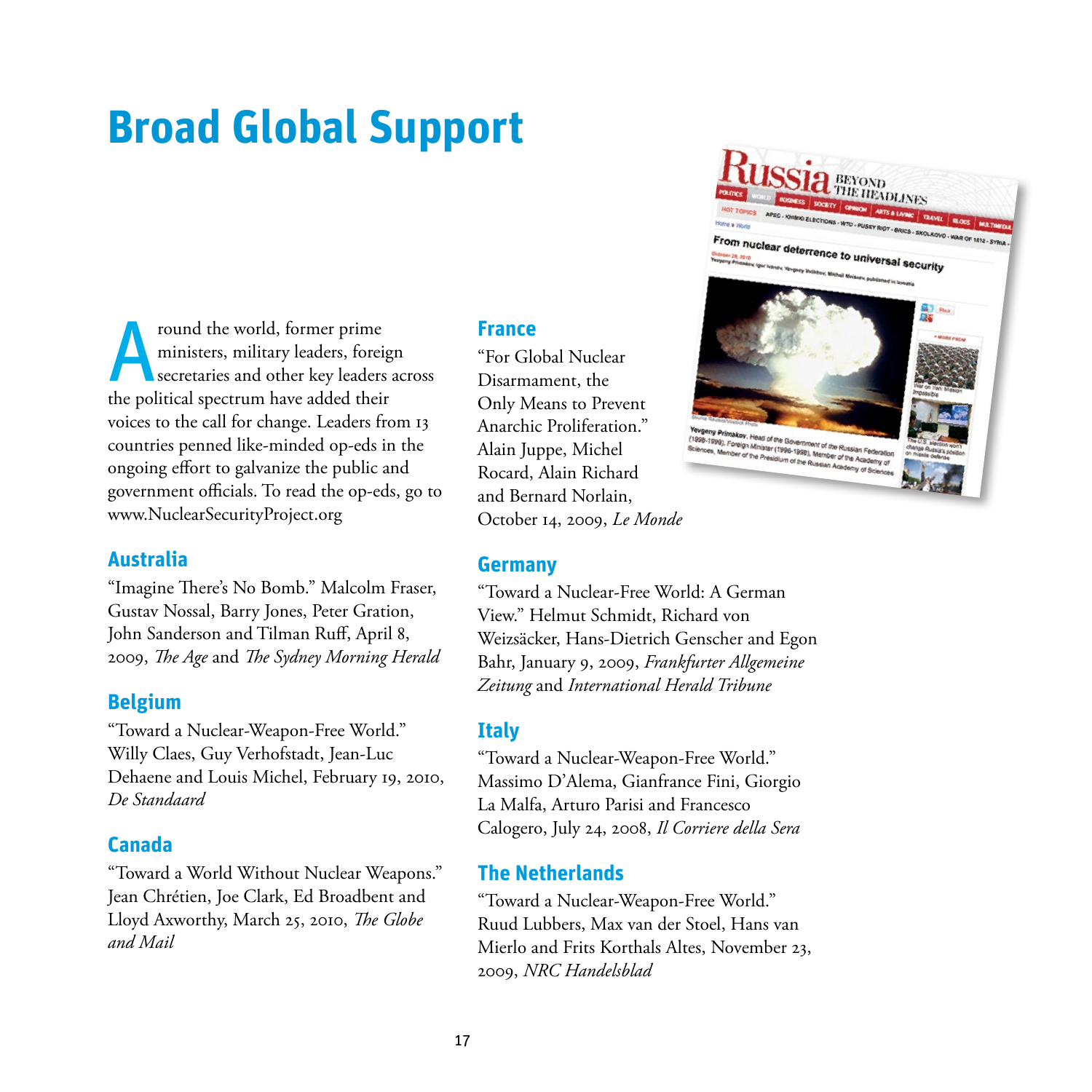# Broad Global Support

Around the world, former prime ministers, military leaders, foreign secretaries and other key leaders across the political spectrum have added their voices to the call for change. Leaders from 13 countries penned like-minded op-eds in the ongoing effort to galvanize the public and government officials. To read the op-eds, go to www.NuclearSecurityProject.org

## Australia

"Imagine There's No Bomb." Malcolm Fraser, Gustav Nossal, Barry Jones, Peter Gration, John Sanderson and Tilman Ruff, April 8, 2009, *The Age* and *The Sydney Morning Herald*

## Belgium

"Toward a Nuclear-Weapon-Free World." Willy Claes, Guy Verhofstadt, Jean-Luc Dehaene and Louis Michel, February 19, 2010, *De Standaard*

## Canada

"Toward a World Without Nuclear Weapons." Jean Chrétien, Joe Clark, Ed Broadbent and Lloyd Axworthy, March 25, 2010, *The Globe and Mail*

## France

"For Global Nuclear Disarmament, the Only Means to Prevent Anarchic Proliferation." Alain Juppe, Michel Rocard, Alain Richard and Bernard Norlain, October 14, 2009, *Le Monde*

## Germany

"Toward a Nuclear-Free World: A German View." Helmut Schmidt, Richard von Weizsäcker, Hans-Dietrich Genscher and Egon Bahr, January 9, 2009, *Frankfurter Allgemeine Zeitung* and *International Herald Tribune*

## Italy

"Toward a Nuclear-Weapon-Free World." Massimo D'Alema, Gianfrance Fini, Giorgio La Malfa, Arturo Parisi and Francesco Calogero, July 24, 2008, *Il Corriere della Sera*

## The Netherlands

"Toward a Nuclear-Weapon-Free World." Ruud Lubbers, Max van der Stoel, Hans van Mierlo and Frits Korthals Altes, November 23, 2009, *NRC Handelsblad*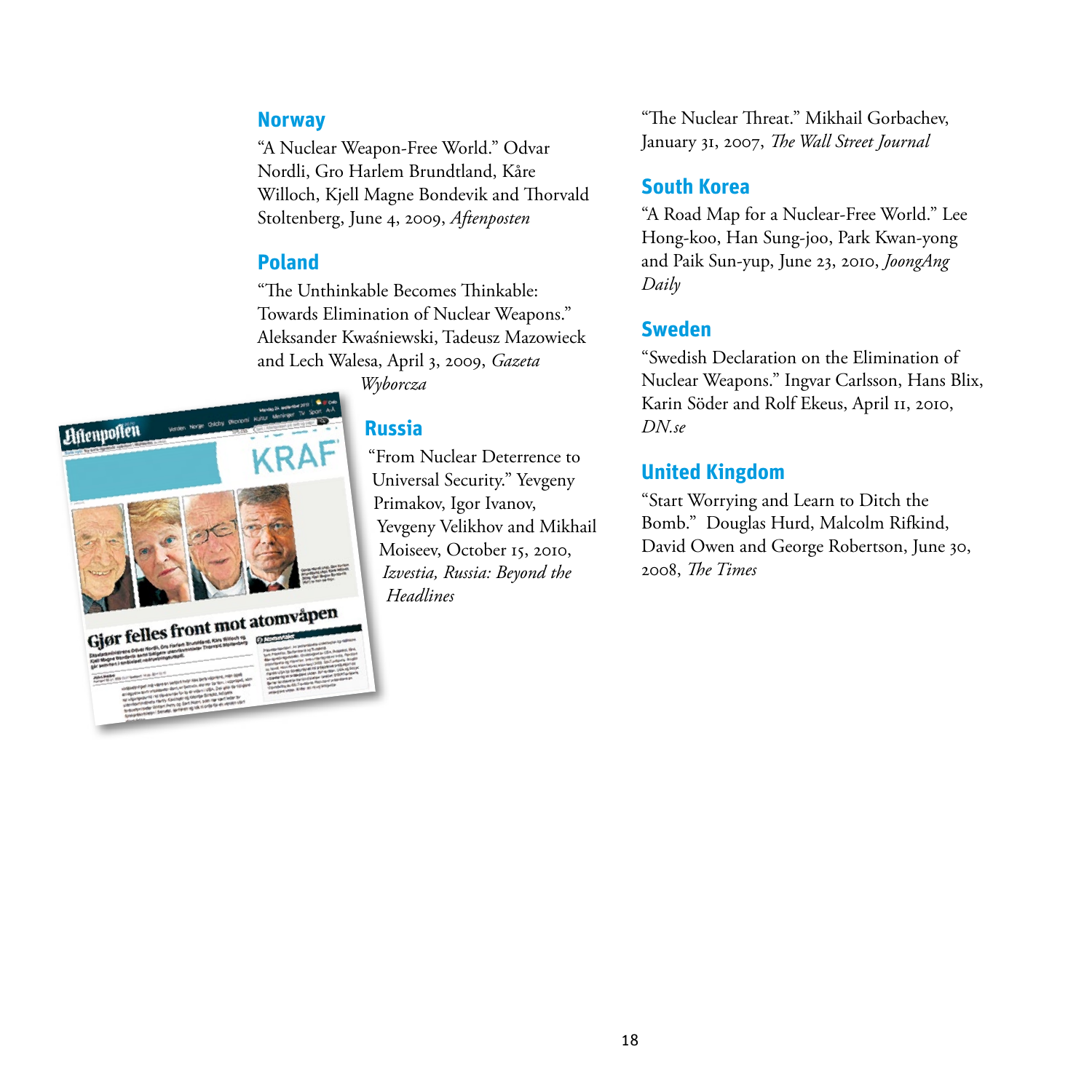## Norway

"A Nuclear Weapon-Free World." Odvar Nordli, Gro Harlem Brundtland, Kåre Willoch, Kjell Magne Bondevik and Thorvald Stoltenberg, June 4, 2009, *Aftenposten*

## Poland

"The Unthinkable Becomes Thinkable: Towards Elimination of Nuclear Weapons." Aleksander Kwaśniewski, Tadeusz Mazowieck and Lech Walesa, April 3, 2009, *Gazeta Wyborcza*

## Russia

"From Nuclear Deterrence to Universal Security." Yevgeny Primakov, Igor Ivanov, Yevgeny Velikhov and Mikhail Moiseev, October 15, 2010, *Izvestia, Russia: Beyond the Headlines*

"The Nuclear Threat." Mikhail Gorbachev, January 31, 2007, *The Wall Street Journal*

## South Korea

"A Road Map for a Nuclear-Free World." Lee Hong-koo, Han Sung-joo, Park Kwan-yong and Paik Sun-yup, June 23, 2010, *JoongAng Daily*

## Sweden

"Swedish Declaration on the Elimination of Nuclear Weapons." Ingvar Carlsson, Hans Blix, Karin Söder and Rolf Ekeus, April 11, 2010, *DN.se*

## United Kingdom

"Start Worrying and Learn to Ditch the Bomb." Douglas Hurd, Malcolm Rifkind, David Owen and George Robertson, June 30, 2008, *The Times*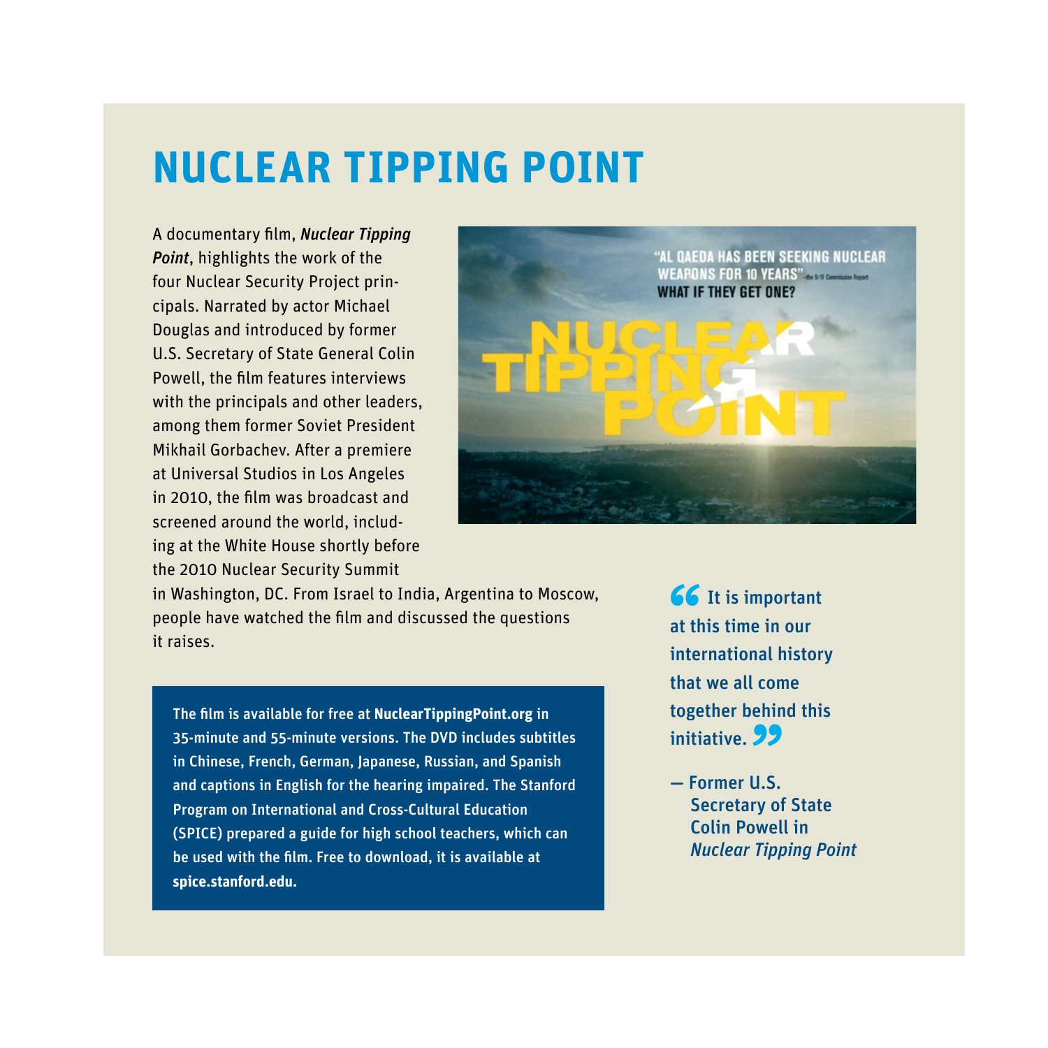# NUCLEAR TIPPING POINT

A documentary film, ***Nuclear Tipping Point***, highlights the work of the four Nuclear Security Project principals. Narrated by actor Michael Douglas and introduced by former U.S. Secretary of State General Colin Powell, the film features interviews with the principals and other leaders, among them former Soviet President Mikhail Gorbachev. After a premiere at Universal Studios in Los Angeles in 2010, the film was broadcast and screened around the world, including at the White House shortly before the 2010 Nuclear Security Summit in Washington, DC. From Israel to India, Argentina to Moscow, people have watched the film and discussed the questions it raises.

**The film is available for free at NuclearTippingPoint.org in 35-minute and 55-minute versions. The DVD includes subtitles in Chinese, French, German, Japanese, Russian, and Spanish and captions in English for the hearing impaired. The Stanford Program on International and Cross-Cultural Education (SPICE) prepared a guide for high school teachers, which can be used with the film. Free to download, it is available at spice.stanford.edu.**

> **"It is important at this time in our international history that we all come together behind this initiative."**
>
> **— Former U.S. Secretary of State Colin Powell in *Nuclear Tipping Point***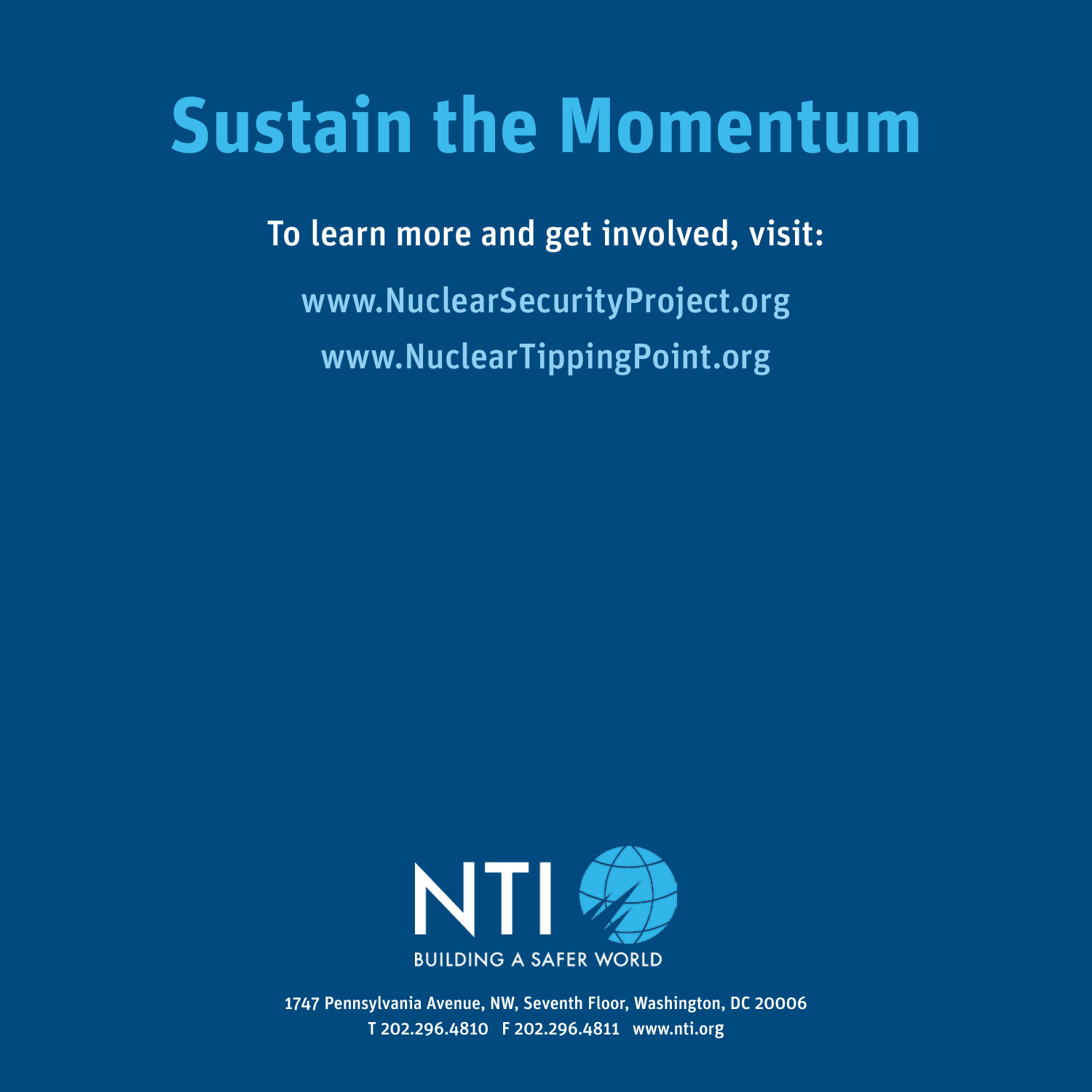# Sustain the Momentum

**To learn more and get involved, visit:**

www.NuclearSecurityProject.org

www.NuclearTippingPoint.org

NTI

BUILDING A SAFER WORLD

1747 Pennsylvania Avenue, NW, Seventh Floor, Washington, DC 20006

T 202.296.4810 F 202.296.4811 www.nti.org